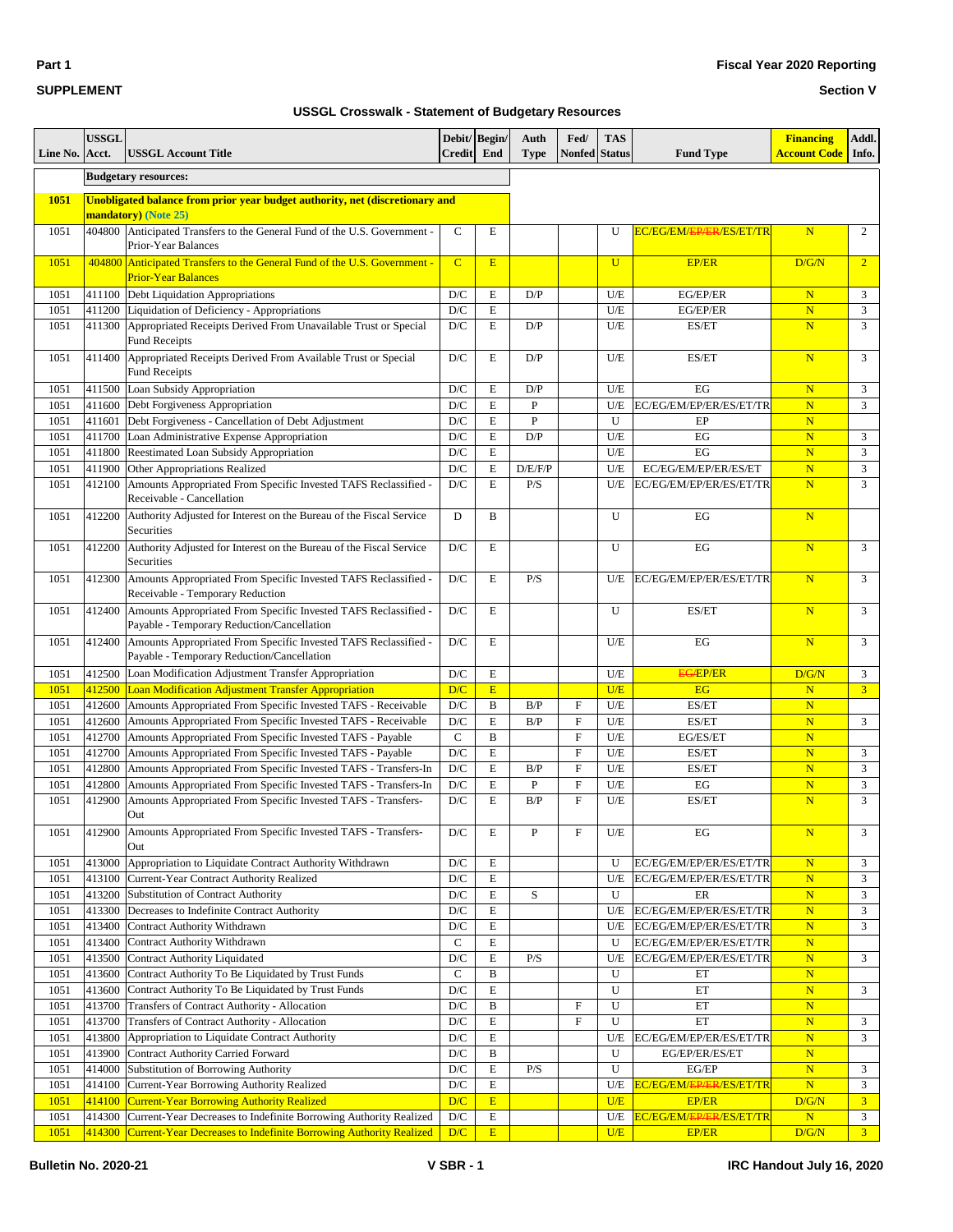**Part 1**

**SUPPLEMENT**

**Fiscal Year 2020 Reporting**

**Section V**

**USSGL Crosswalk - Statement of Budgetary Resources**

| Line No. | USSGL Acct. | USSGL Account Title | Debit/ Credit | Begin/ End | Auth Type | Fed/ Nonfed | TAS Status | Fund Type | Financing Account Code | Addl. Info. |
|---|---|---|---|---|---|---|---|---|---|---|
| | **Budgetary resources:** | | | | | | | | | |
| **1051** | **Unobligated balance from prior year budget authority, net (discretionary and mandatory) (Note 25)** | | | | | | | | | |
| 1051 | 404800 | Anticipated Transfers to the General Fund of the U.S. Government - Prior-Year Balances | C | E | | | U | EC/EG/EM/~~EP/ER~~/ES/ET/TR | N | 2 |
| 1051 | 404800 | Anticipated Transfers to the General Fund of the U.S. Government - Prior-Year Balances | C | E | | | U | EP/ER | D/G/N | 2 |
| 1051 | 411100 | Debt Liquidation Appropriations | D/C | E | D/P | | U/E | EG/EP/ER | N | 3 |
| 1051 | 411200 | Liquidation of Deficiency - Appropriations | D/C | E | | | U/E | EG/EP/ER | N | 3 |
| 1051 | 411300 | Appropriated Receipts Derived From Unavailable Trust or Special Fund Receipts | D/C | E | D/P | | U/E | ES/ET | N | 3 |
| 1051 | 411400 | Appropriated Receipts Derived From Available Trust or Special Fund Receipts | D/C | E | D/P | | U/E | ES/ET | N | 3 |
| 1051 | 411500 | Loan Subsidy Appropriation | D/C | E | D/P | | U/E | EG | N | 3 |
| 1051 | 411600 | Debt Forgiveness Appropriation | D/C | E | P | | U/E | EC/EG/EM/EP/ER/ES/ET/TR | N | 3 |
| 1051 | 411601 | Debt Forgiveness - Cancellation of Debt Adjustment | D/C | E | P | | U | EP | N | |
| 1051 | 411700 | Loan Administrative Expense Appropriation | D/C | E | D/P | | U/E | EG | N | 3 |
| 1051 | 411800 | Reestimated Loan Subsidy Appropriation | D/C | E | | | U/E | EG | N | 3 |
| 1051 | 411900 | Other Appropriations Realized | D/C | E | D/E/F/P | | U/E | EC/EG/EM/EP/ER/ES/ET | N | 3 |
| 1051 | 412100 | Amounts Appropriated From Specific Invested TAFS Reclassified - Receivable - Cancellation | D/C | E | P/S | | U/E | EC/EG/EM/EP/ER/ES/ET/TR | N | 3 |
| 1051 | 412200 | Authority Adjusted for Interest on the Bureau of the Fiscal Service Securities | D | B | | | U | EG | N | |
| 1051 | 412200 | Authority Adjusted for Interest on the Bureau of the Fiscal Service Securities | D/C | E | | | U | EG | N | 3 |
| 1051 | 412300 | Amounts Appropriated From Specific Invested TAFS Reclassified - Receivable - Temporary Reduction | D/C | E | P/S | | U/E | EC/EG/EM/EP/ER/ES/ET/TR | N | 3 |
| 1051 | 412400 | Amounts Appropriated From Specific Invested TAFS Reclassified - Payable - Temporary Reduction/Cancellation | D/C | E | | | U | ES/ET | N | 3 |
| 1051 | 412400 | Amounts Appropriated From Specific Invested TAFS Reclassified - Payable - Temporary Reduction/Cancellation | D/C | E | | | U/E | EG | N | 3 |
| 1051 | 412500 | Loan Modification Adjustment Transfer Appropriation | D/C | E | | | U/E | ~~EG/~~EP/ER | D/G/N | 3 |
| 1051 | 412500 | Loan Modification Adjustment Transfer Appropriation | D/C | E | | | U/E | EG | N | 3 |
| 1051 | 412600 | Amounts Appropriated From Specific Invested TAFS - Receivable | D/C | B | B/P | F | U/E | ES/ET | N | |
| 1051 | 412600 | Amounts Appropriated From Specific Invested TAFS - Receivable | D/C | E | B/P | F | U/E | ES/ET | N | 3 |
| 1051 | 412700 | Amounts Appropriated From Specific Invested TAFS - Payable | C | B | | F | U/E | EG/ES/ET | N | |
| 1051 | 412700 | Amounts Appropriated From Specific Invested TAFS - Payable | D/C | E | | F | U/E | ES/ET | N | 3 |
| 1051 | 412800 | Amounts Appropriated From Specific Invested TAFS - Transfers-In | D/C | E | B/P | F | U/E | ES/ET | N | 3 |
| 1051 | 412800 | Amounts Appropriated From Specific Invested TAFS - Transfers-In | D/C | E | P | F | U/E | EG | N | 3 |
| 1051 | 412900 | Amounts Appropriated From Specific Invested TAFS - Transfers-Out | D/C | E | B/P | F | U/E | ES/ET | N | 3 |
| 1051 | 412900 | Amounts Appropriated From Specific Invested TAFS - Transfers-Out | D/C | E | P | F | U/E | EG | N | 3 |
| 1051 | 413000 | Appropriation to Liquidate Contract Authority Withdrawn | D/C | E | | | U | EC/EG/EM/EP/ER/ES/ET/TR | N | 3 |
| 1051 | 413100 | Current-Year Contract Authority Realized | D/C | E | | | U/E | EC/EG/EM/EP/ER/ES/ET/TR | N | 3 |
| 1051 | 413200 | Substitution of Contract Authority | D/C | E | S | | U | ER | N | 3 |
| 1051 | 413300 | Decreases to Indefinite Contract Authority | D/C | E | | | U/E | EC/EG/EM/EP/ER/ES/ET/TR | N | 3 |
| 1051 | 413400 | Contract Authority Withdrawn | D/C | E | | | U/E | EC/EG/EM/EP/ER/ES/ET/TR | N | 3 |
| 1051 | 413400 | Contract Authority Withdrawn | C | E | | | U | EC/EG/EM/EP/ER/ES/ET/TR | N | |
| 1051 | 413500 | Contract Authority Liquidated | D/C | E | P/S | | U/E | EC/EG/EM/EP/ER/ES/ET/TR | N | 3 |
| 1051 | 413600 | Contract Authority To Be Liquidated by Trust Funds | C | B | | | U | ET | N | |
| 1051 | 413600 | Contract Authority To Be Liquidated by Trust Funds | D/C | E | | | U | ET | N | 3 |
| 1051 | 413700 | Transfers of Contract Authority - Allocation | D/C | B | | F | U | ET | N | |
| 1051 | 413700 | Transfers of Contract Authority - Allocation | D/C | E | | F | U | ET | N | 3 |
| 1051 | 413800 | Appropriation to Liquidate Contract Authority | D/C | E | | | U/E | EC/EG/EM/EP/ER/ES/ET/TR | N | 3 |
| 1051 | 413900 | Contract Authority Carried Forward | D/C | B | | | U | EG/EP/ER/ES/ET | N | |
| 1051 | 414000 | Substitution of Borrowing Authority | D/C | E | P/S | | U | EG/EP | N | 3 |
| 1051 | 414100 | Current-Year Borrowing Authority Realized | D/C | E | | | U/E | EC/EG/EM/~~EP/ER~~/ES/ET/TR | N | 3 |
| 1051 | 414100 | Current-Year Borrowing Authority Realized | D/C | E | | | U/E | EP/ER | D/G/N | 3 |
| 1051 | 414300 | Current-Year Decreases to Indefinite Borrowing Authority Realized | D/C | E | | | U/E | EC/EG/EM/~~EP/ER~~/ES/ET/TR | N | 3 |
| 1051 | 414300 | Current-Year Decreases to Indefinite Borrowing Authority Realized | D/C | E | | | U/E | EP/ER | D/G/N | 3 |

Bulletin No. 2020-21 | V SBR - 1 | IRC Handout July 16, 2020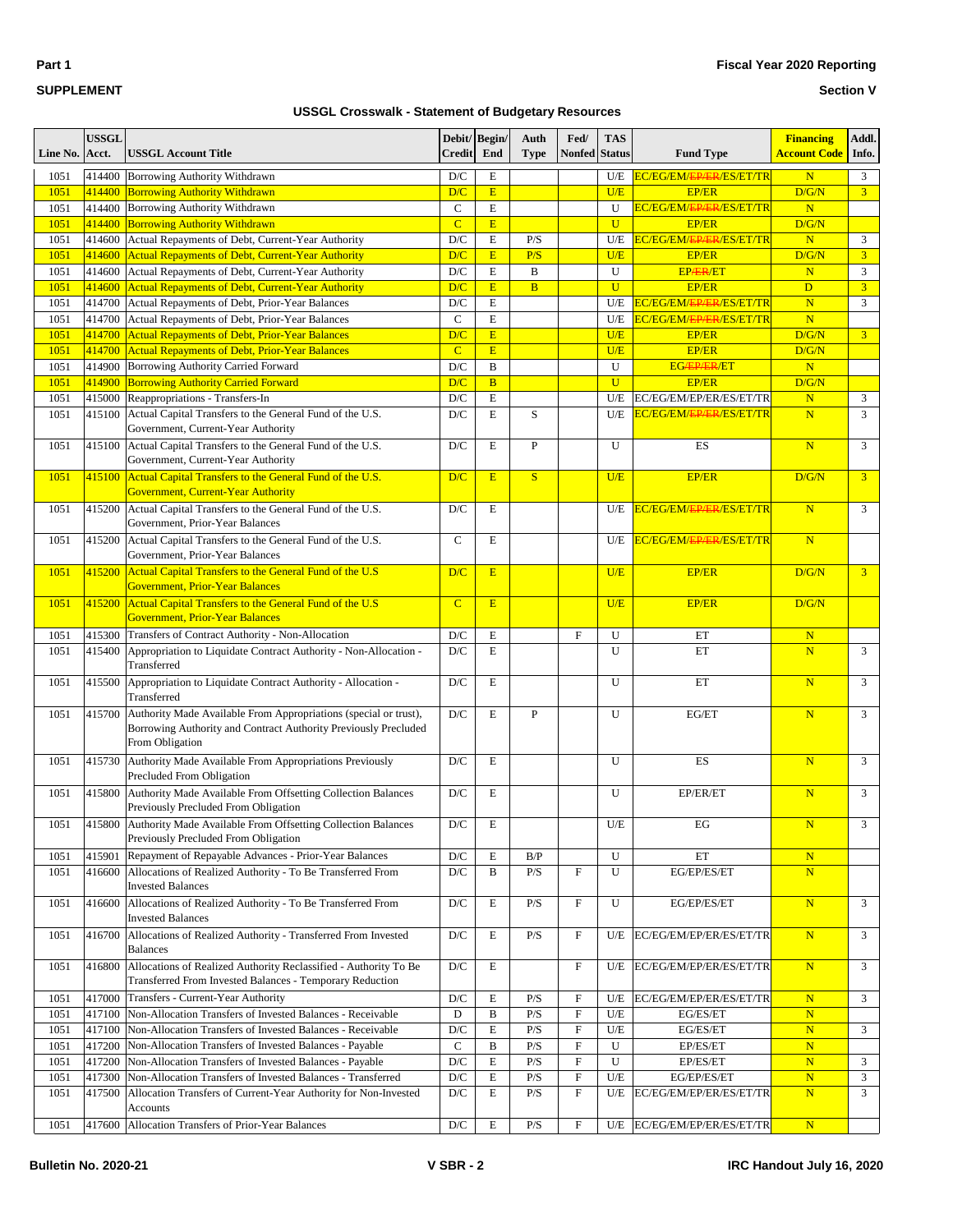**Part 1**

**SUPPLEMENT**

**Fiscal Year 2020 Reporting**

**Section V**

**USSGL Crosswalk - Statement of Budgetary Resources**

| Line No. | USSGL Acct. | USSGL Account Title | Debit/ Credit | Begin/ End | Auth Type | Fed/ Nonfed | TAS Status | Fund Type | Financing Account Code | Addl. Info. |
|---|---|---|---|---|---|---|---|---|---|---|
| 1051 | 414400 | Borrowing Authority Withdrawn | D/C | E | | | U/E | EC/EG/EM/~~EP/ER~~/ES/ET/TR | N | 3 |
| 1051 | 414400 | Borrowing Authority Withdrawn | D/C | E | | | U/E | EP/ER | D/G/N | 3 |
| 1051 | 414400 | Borrowing Authority Withdrawn | C | E | | | U | EC/EG/EM/~~EP/ER~~/ES/ET/TR | N | |
| 1051 | 414400 | Borrowing Authority Withdrawn | C | E | | | U | EP/ER | D/G/N | |
| 1051 | 414600 | Actual Repayments of Debt, Current-Year Authority | D/C | E | P/S | | U/E | EC/EG/EM/~~EP/ER~~/ES/ET/TR | N | 3 |
| 1051 | 414600 | Actual Repayments of Debt, Current-Year Authority | D/C | E | P/S | | U/E | EP/ER | D/G/N | 3 |
| 1051 | 414600 | Actual Repayments of Debt, Current-Year Authority | D/C | E | B | | U | EP/~~ER~~/ET | N | 3 |
| 1051 | 414600 | Actual Repayments of Debt, Current-Year Authority | D/C | E | B | | U | EP/ER | D | 3 |
| 1051 | 414700 | Actual Repayments of Debt, Prior-Year Balances | D/C | E | | | U/E | EC/EG/EM/~~EP/ER~~/ES/ET/TR | N | 3 |
| 1051 | 414700 | Actual Repayments of Debt, Prior-Year Balances | C | E | | | U/E | EC/EG/EM/~~EP/ER~~/ES/ET/TR | N | |
| 1051 | 414700 | Actual Repayments of Debt, Prior-Year Balances | D/C | E | | | U/E | EP/ER | D/G/N | 3 |
| 1051 | 414700 | Actual Repayments of Debt, Prior-Year Balances | C | E | | | U/E | EP/ER | D/G/N | |
| 1051 | 414900 | Borrowing Authority Carried Forward | D/C | B | | | U | EG/~~EP/ER~~/ET | N | |
| 1051 | 414900 | Borrowing Authority Carried Forward | D/C | B | | | U | EP/ER | D/G/N | |
| 1051 | 415000 | Reappropriations - Transfers-In | D/C | E | | | U/E | EC/EG/EM/EP/ER/ES/ET/TR | N | 3 |
| 1051 | 415100 | Actual Capital Transfers to the General Fund of the U.S. Government, Current-Year Authority | D/C | E | S | | U/E | EC/EG/EM/~~EP/ER~~/ES/ET/TR | N | 3 |
| 1051 | 415100 | Actual Capital Transfers to the General Fund of the U.S. Government, Current-Year Authority | D/C | E | P | | U | ES | N | 3 |
| 1051 | 415100 | Actual Capital Transfers to the General Fund of the U.S. Government, Current-Year Authority | D/C | E | S | | U/E | EP/ER | D/G/N | 3 |
| 1051 | 415200 | Actual Capital Transfers to the General Fund of the U.S. Government, Prior-Year Balances | D/C | E | | | U/E | EC/EG/EM/~~EP/ER~~/ES/ET/TR | N | 3 |
| 1051 | 415200 | Actual Capital Transfers to the General Fund of the U.S. Government, Prior-Year Balances | C | E | | | U/E | EC/EG/EM/~~EP/ER~~/ES/ET/TR | N | |
| 1051 | 415200 | Actual Capital Transfers to the General Fund of the U.S Government, Prior-Year Balances | D/C | E | | | U/E | EP/ER | D/G/N | 3 |
| 1051 | 415200 | Actual Capital Transfers to the General Fund of the U.S Government, Prior-Year Balances | C | E | | | U/E | EP/ER | D/G/N | |
| 1051 | 415300 | Transfers of Contract Authority - Non-Allocation | D/C | E | | F | U | ET | N | |
| 1051 | 415400 | Appropriation to Liquidate Contract Authority - Non-Allocation - Transferred | D/C | E | | | U | ET | N | 3 |
| 1051 | 415500 | Appropriation to Liquidate Contract Authority - Allocation - Transferred | D/C | E | | | U | ET | N | 3 |
| 1051 | 415700 | Authority Made Available From Appropriations (special or trust), Borrowing Authority and Contract Authority Previously Precluded From Obligation | D/C | E | P | | U | EG/ET | N | 3 |
| 1051 | 415730 | Authority Made Available From Appropriations Previously Precluded From Obligation | D/C | E | | | U | ES | N | 3 |
| 1051 | 415800 | Authority Made Available From Offsetting Collection Balances Previously Precluded From Obligation | D/C | E | | | U | EP/ER/ET | N | 3 |
| 1051 | 415800 | Authority Made Available From Offsetting Collection Balances Previously Precluded From Obligation | D/C | E | | | U/E | EG | N | 3 |
| 1051 | 415901 | Repayment of Repayable Advances - Prior-Year Balances | D/C | E | B/P | | U | ET | N | |
| 1051 | 416600 | Allocations of Realized Authority - To Be Transferred From Invested Balances | D/C | B | P/S | F | U | EG/EP/ES/ET | N | |
| 1051 | 416600 | Allocations of Realized Authority - To Be Transferred From Invested Balances | D/C | E | P/S | F | U | EG/EP/ES/ET | N | 3 |
| 1051 | 416700 | Allocations of Realized Authority - Transferred From Invested Balances | D/C | E | P/S | F | U/E | EC/EG/EM/EP/ER/ES/ET/TR | N | 3 |
| 1051 | 416800 | Allocations of Realized Authority Reclassified - Authority To Be Transferred From Invested Balances - Temporary Reduction | D/C | E | | F | U/E | EC/EG/EM/EP/ER/ES/ET/TR | N | 3 |
| 1051 | 417000 | Transfers - Current-Year Authority | D/C | E | P/S | F | U/E | EC/EG/EM/EP/ER/ES/ET/TR | N | 3 |
| 1051 | 417100 | Non-Allocation Transfers of Invested Balances - Receivable | D | B | P/S | F | U/E | EG/ES/ET | N | |
| 1051 | 417100 | Non-Allocation Transfers of Invested Balances - Receivable | D/C | E | P/S | F | U/E | EG/ES/ET | N | 3 |
| 1051 | 417200 | Non-Allocation Transfers of Invested Balances - Payable | C | B | P/S | F | U | EP/ES/ET | N | |
| 1051 | 417200 | Non-Allocation Transfers of Invested Balances - Payable | D/C | E | P/S | F | U | EP/ES/ET | N | 3 |
| 1051 | 417300 | Non-Allocation Transfers of Invested Balances - Transferred | D/C | E | P/S | F | U/E | EG/EP/ES/ET | N | 3 |
| 1051 | 417500 | Allocation Transfers of Current-Year Authority for Non-Invested Accounts | D/C | E | P/S | F | U/E | EC/EG/EM/EP/ER/ES/ET/TR | N | 3 |
| 1051 | 417600 | Allocation Transfers of Prior-Year Balances | D/C | E | P/S | F | U/E | EC/EG/EM/EP/ER/ES/ET/TR | N | |

Bulletin No. 2020-21 V SBR - 2 IRC Handout July 16, 2020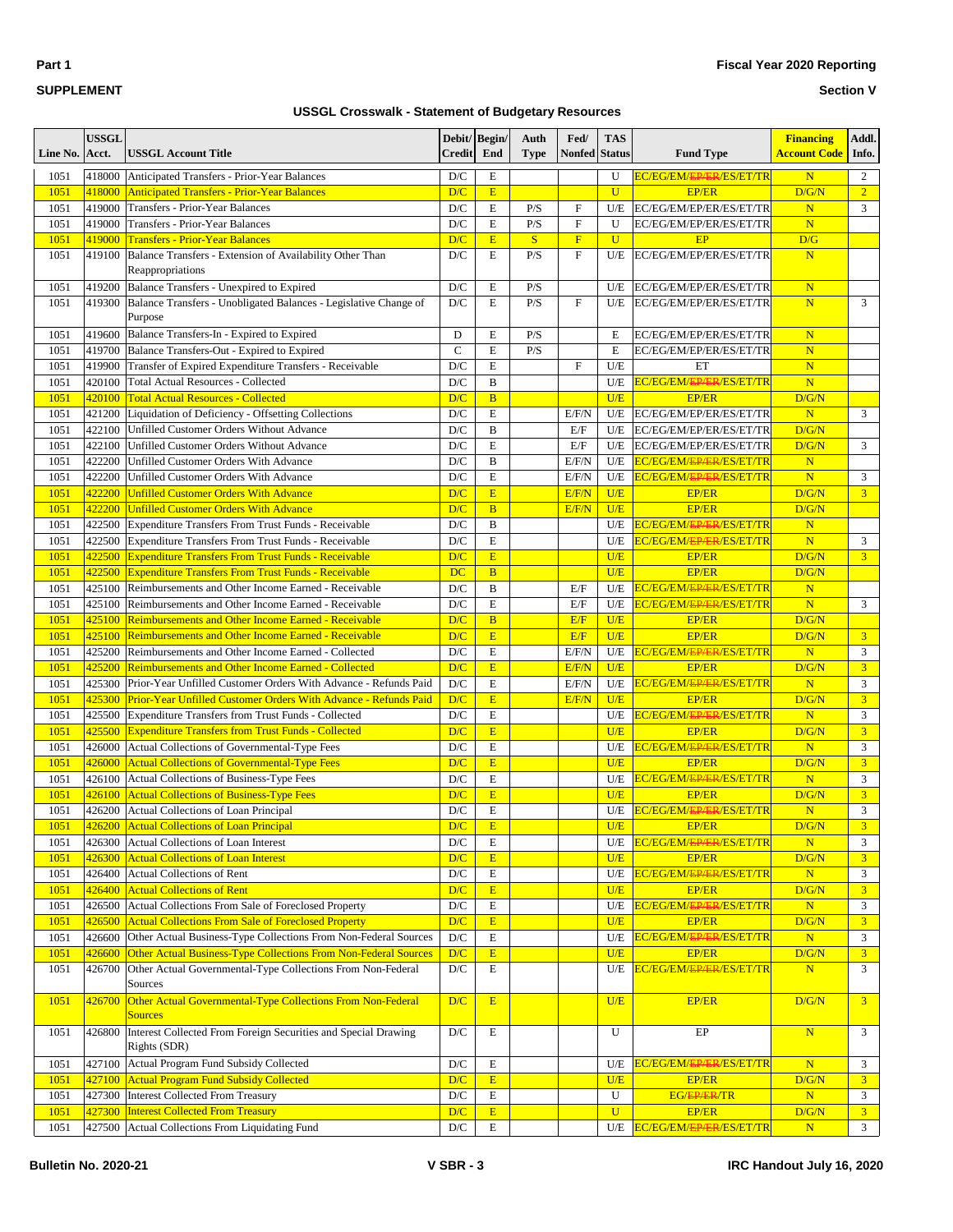# USSGL Crosswalk - Statement of Budgetary Resources

| Line No. | USSGL Acct. | USSGL Account Title | Debit/ Credit | Begin/ End | Auth Type | Fed/ Nonfed | TAS Status | Fund Type | Financing Account Code | Addl. Info. |
|---|---|---|---|---|---|---|---|---|---|---|
| 1051 | 418000 | Anticipated Transfers - Prior-Year Balances | D/C | E | | | U | EC/EG/EM/~~EP/ER~~/ES/ET/TR | N | 2 |
| 1051 | 418000 | Anticipated Transfers - Prior-Year Balances | D/C | E | | | U | EP/ER | D/G/N | 2 |
| 1051 | 419000 | Transfers - Prior-Year Balances | D/C | E | P/S | F | U/E | EC/EG/EM/EP/ER/ES/ET/TR | N | 3 |
| 1051 | 419000 | Transfers - Prior-Year Balances | D/C | E | P/S | F | U | EC/EG/EM/EP/ER/ES/ET/TR | N | |
| 1051 | 419000 | Transfers - Prior-Year Balances | D/C | E | S | F | U | EP | D/G | |
| 1051 | 419100 | Balance Transfers - Extension of Availability Other Than Reappropriations | D/C | E | P/S | F | U/E | EC/EG/EM/EP/ER/ES/ET/TR | N | |
| 1051 | 419200 | Balance Transfers - Unexpired to Expired | D/C | E | P/S | | U/E | EC/EG/EM/EP/ER/ES/ET/TR | N | |
| 1051 | 419300 | Balance Transfers - Unobligated Balances - Legislative Change of Purpose | D/C | E | P/S | F | U/E | EC/EG/EM/EP/ER/ES/ET/TR | N | 3 |
| 1051 | 419600 | Balance Transfers-In - Expired to Expired | D | E | P/S | | E | EC/EG/EM/EP/ER/ES/ET/TR | N | |
| 1051 | 419700 | Balance Transfers-Out - Expired to Expired | C | E | P/S | | E | EC/EG/EM/EP/ER/ES/ET/TR | N | |
| 1051 | 419900 | Transfer of Expired Expenditure Transfers - Receivable | D/C | E | | F | U/E | ET | N | |
| 1051 | 420100 | Total Actual Resources - Collected | D/C | B | | | U/E | EC/EG/EM/~~EP/ER~~/ES/ET/TR | N | |
| 1051 | 420100 | Total Actual Resources - Collected | D/C | B | | | U/E | EP/ER | D/G/N | |
| 1051 | 421200 | Liquidation of Deficiency - Offsetting Collections | D/C | E | | E/F/N | U/E | EC/EG/EM/EP/ER/ES/ET/TR | N | 3 |
| 1051 | 422100 | Unfilled Customer Orders Without Advance | D/C | B | | E/F | U/E | EC/EG/EM/EP/ER/ES/ET/TR | D/G/N | |
| 1051 | 422100 | Unfilled Customer Orders Without Advance | D/C | E | | E/F | U/E | EC/EG/EM/EP/ER/ES/ET/TR | D/G/N | 3 |
| 1051 | 422200 | Unfilled Customer Orders With Advance | D/C | B | | E/F/N | U/E | EC/EG/EM/~~EP/ER~~/ES/ET/TR | N | |
| 1051 | 422200 | Unfilled Customer Orders With Advance | D/C | E | | E/F/N | U/E | EC/EG/EM/~~EP/ER~~/ES/ET/TR | N | 3 |
| 1051 | 422200 | Unfilled Customer Orders With Advance | D/C | E | | E/F/N | U/E | EP/ER | D/G/N | 3 |
| 1051 | 422200 | Unfilled Customer Orders With Advance | D/C | B | | E/F/N | U/E | EP/ER | D/G/N | |
| 1051 | 422500 | Expenditure Transfers From Trust Funds - Receivable | D/C | B | | | U/E | EC/EG/EM/~~EP/ER~~/ES/ET/TR | N | |
| 1051 | 422500 | Expenditure Transfers From Trust Funds - Receivable | D/C | E | | | U/E | EC/EG/EM/~~EP/ER~~/ES/ET/TR | N | 3 |
| 1051 | 422500 | Expenditure Transfers From Trust Funds - Receivable | D/C | E | | | U/E | EP/ER | D/G/N | 3 |
| 1051 | 422500 | Expenditure Transfers From Trust Funds - Receivable | DC | B | | | U/E | EP/ER | D/G/N | |
| 1051 | 425100 | Reimbursements and Other Income Earned - Receivable | D/C | B | | E/F | U/E | EC/EG/EM/~~EP/ER~~/ES/ET/TR | N | |
| 1051 | 425100 | Reimbursements and Other Income Earned - Receivable | D/C | E | | E/F | U/E | EC/EG/EM/~~EP/ER~~/ES/ET/TR | N | 3 |
| 1051 | 425100 | Reimbursements and Other Income Earned - Receivable | D/C | B | | E/F | U/E | EP/ER | D/G/N | |
| 1051 | 425100 | Reimbursements and Other Income Earned - Receivable | D/C | E | | E/F | U/E | EP/ER | D/G/N | 3 |
| 1051 | 425200 | Reimbursements and Other Income Earned - Collected | D/C | E | | E/F/N | U/E | EC/EG/EM/~~EP/ER~~/ES/ET/TR | N | 3 |
| 1051 | 425200 | Reimbursements and Other Income Earned - Collected | D/C | E | | E/F/N | U/E | EP/ER | D/G/N | 3 |
| 1051 | 425300 | Prior-Year Unfilled Customer Orders With Advance - Refunds Paid | D/C | E | | E/F/N | U/E | EC/EG/EM/~~EP/ER~~/ES/ET/TR | N | 3 |
| 1051 | 425300 | Prior-Year Unfilled Customer Orders With Advance - Refunds Paid | D/C | E | | E/F/N | U/E | EP/ER | D/G/N | 3 |
| 1051 | 425500 | Expenditure Transfers from Trust Funds - Collected | D/C | E | | | U/E | EC/EG/EM/~~EP/ER~~/ES/ET/TR | N | 3 |
| 1051 | 425500 | Expenditure Transfers from Trust Funds - Collected | D/C | E | | | U/E | EP/ER | D/G/N | 3 |
| 1051 | 426000 | Actual Collections of Governmental-Type Fees | D/C | E | | | U/E | EC/EG/EM/~~EP/ER~~/ES/ET/TR | N | 3 |
| 1051 | 426000 | Actual Collections of Governmental-Type Fees | D/C | E | | | U/E | EP/ER | D/G/N | 3 |
| 1051 | 426100 | Actual Collections of Business-Type Fees | D/C | E | | | U/E | EC/EG/EM/~~EP/ER~~/ES/ET/TR | N | 3 |
| 1051 | 426100 | Actual Collections of Business-Type Fees | D/C | E | | | U/E | EP/ER | D/G/N | 3 |
| 1051 | 426200 | Actual Collections of Loan Principal | D/C | E | | | U/E | EC/EG/EM/~~EP/ER~~/ES/ET/TR | N | 3 |
| 1051 | 426200 | Actual Collections of Loan Principal | D/C | E | | | U/E | EP/ER | D/G/N | 3 |
| 1051 | 426300 | Actual Collections of Loan Interest | D/C | E | | | U/E | EC/EG/EM/~~EP/ER~~/ES/ET/TR | N | 3 |
| 1051 | 426300 | Actual Collections of Loan Interest | D/C | E | | | U/E | EP/ER | D/G/N | 3 |
| 1051 | 426400 | Actual Collections of Rent | D/C | E | | | U/E | EC/EG/EM/~~EP/ER~~/ES/ET/TR | N | 3 |
| 1051 | 426400 | Actual Collections of Rent | D/C | E | | | U/E | EP/ER | D/G/N | 3 |
| 1051 | 426500 | Actual Collections From Sale of Foreclosed Property | D/C | E | | | U/E | EC/EG/EM/~~EP/ER~~/ES/ET/TR | N | 3 |
| 1051 | 426500 | Actual Collections From Sale of Foreclosed Property | D/C | E | | | U/E | EP/ER | D/G/N | 3 |
| 1051 | 426600 | Other Actual Business-Type Collections From Non-Federal Sources | D/C | E | | | U/E | EC/EG/EM/~~EP/ER~~/ES/ET/TR | N | 3 |
| 1051 | 426600 | Other Actual Business-Type Collections From Non-Federal Sources | D/C | E | | | U/E | EP/ER | D/G/N | 3 |
| 1051 | 426700 | Other Actual Governmental-Type Collections From Non-Federal Sources | D/C | E | | | U/E | EC/EG/EM/~~EP/ER~~/ES/ET/TR | N | 3 |
| 1051 | 426700 | Other Actual Governmental-Type Collections From Non-Federal Sources | D/C | E | | | U/E | EP/ER | D/G/N | 3 |
| 1051 | 426800 | Interest Collected From Foreign Securities and Special Drawing Rights (SDR) | D/C | E | | | U | EP | N | 3 |
| 1051 | 427100 | Actual Program Fund Subsidy Collected | D/C | E | | | U/E | EC/EG/EM/~~EP/ER~~/ES/ET/TR | N | 3 |
| 1051 | 427100 | Actual Program Fund Subsidy Collected | D/C | E | | | U/E | EP/ER | D/G/N | 3 |
| 1051 | 427300 | Interest Collected From Treasury | D/C | E | | | U | EG/~~EP/ER~~/TR | N | 3 |
| 1051 | 427300 | Interest Collected From Treasury | D/C | E | | | U | EP/ER | D/G/N | 3 |
| 1051 | 427500 | Actual Collections From Liquidating Fund | D/C | E | | | U/E | EC/EG/EM/~~EP/ER~~/ES/ET/TR | N | 3 |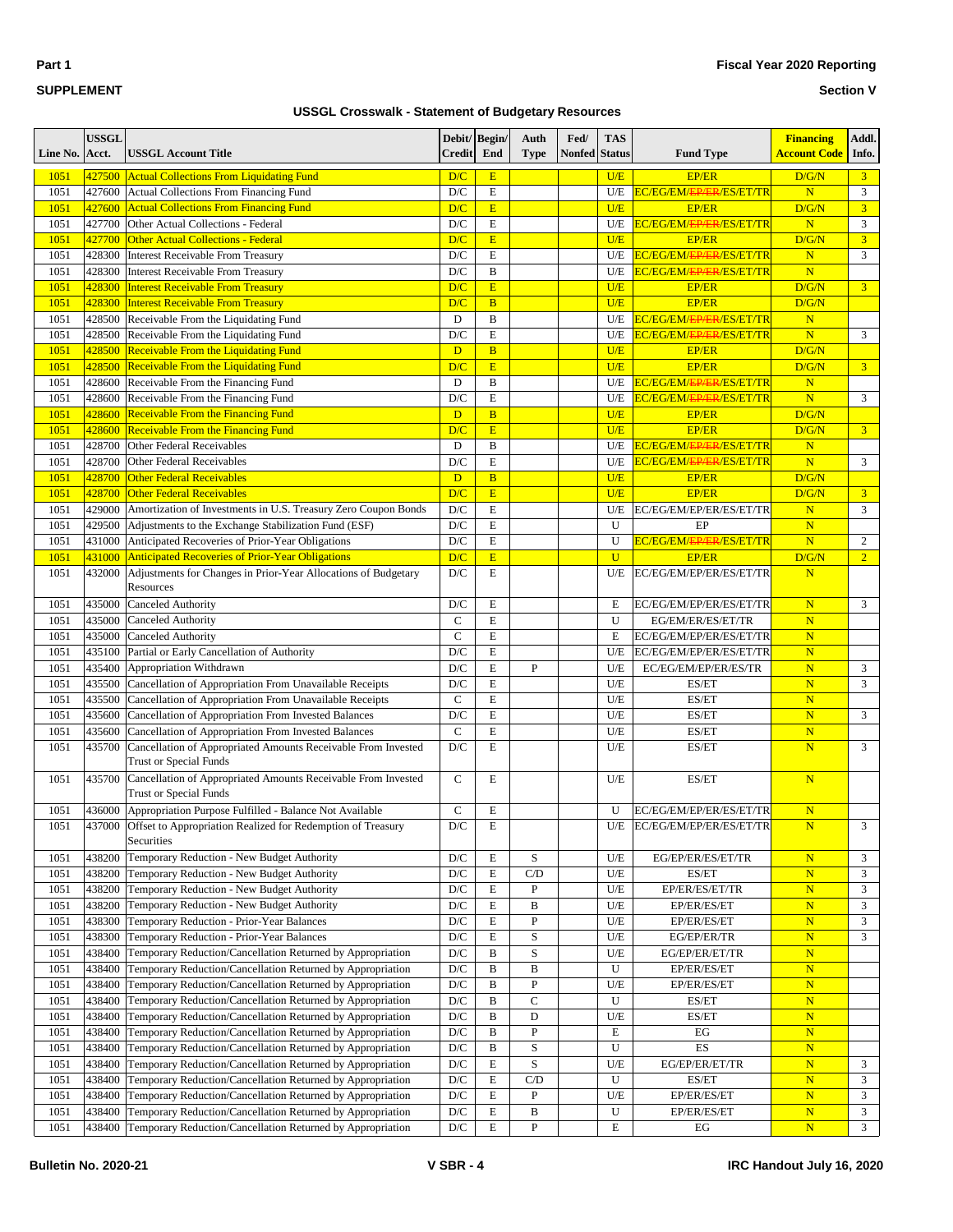**Part 1**

**SUPPLEMENT**

**Fiscal Year 2020 Reporting**

**Section V**

**USSGL Crosswalk - Statement of Budgetary Resources**

| Line No. | USSGL Acct. | USSGL Account Title | Debit/ Credit | Begin/ End | Auth Type | Fed/ Nonfed | TAS Status | Fund Type | Financing Account Code | Addl. Info. |
|---|---|---|---|---|---|---|---|---|---|---|
| 1051 | 427500 | Actual Collections From Liquidating Fund | D/C | E | | | U/E | EP/ER | D/G/N | 3 |
| 1051 | 427600 | Actual Collections From Financing Fund | D/C | E | | | U/E | EC/EG/EM/~~EP/ER~~/ES/ET/TR | N | 3 |
| 1051 | 427600 | Actual Collections From Financing Fund | D/C | E | | | U/E | EP/ER | D/G/N | 3 |
| 1051 | 427700 | Other Actual Collections - Federal | D/C | E | | | U/E | EC/EG/EM/~~EP/ER~~/ES/ET/TR | N | 3 |
| 1051 | 427700 | Other Actual Collections - Federal | D/C | E | | | U/E | EP/ER | D/G/N | 3 |
| 1051 | 428300 | Interest Receivable From Treasury | D/C | E | | | U/E | EC/EG/EM/~~EP/ER~~/ES/ET/TR | N | 3 |
| 1051 | 428300 | Interest Receivable From Treasury | D/C | B | | | U/E | EC/EG/EM/~~EP/ER~~/ES/ET/TR | N | |
| 1051 | 428300 | Interest Receivable From Treasury | D/C | E | | | U/E | EP/ER | D/G/N | 3 |
| 1051 | 428300 | Interest Receivable From Treasury | D/C | B | | | U/E | EP/ER | D/G/N | |
| 1051 | 428500 | Receivable From the Liquidating Fund | D | B | | | U/E | EC/EG/EM/~~EP/ER~~/ES/ET/TR | N | |
| 1051 | 428500 | Receivable From the Liquidating Fund | D/C | E | | | U/E | EC/EG/EM/~~EP/ER~~/ES/ET/TR | N | 3 |
| 1051 | 428500 | Receivable From the Liquidating Fund | D | B | | | U/E | EP/ER | D/G/N | |
| 1051 | 428500 | Receivable From the Liquidating Fund | D/C | E | | | U/E | EP/ER | D/G/N | 3 |
| 1051 | 428600 | Receivable From the Financing Fund | D | B | | | U/E | EC/EG/EM/~~EP/ER~~/ES/ET/TR | N | |
| 1051 | 428600 | Receivable From the Financing Fund | D/C | E | | | U/E | EC/EG/EM/~~EP/ER~~/ES/ET/TR | N | 3 |
| 1051 | 428600 | Receivable From the Financing Fund | D | B | | | U/E | EP/ER | D/G/N | |
| 1051 | 428600 | Receivable From the Financing Fund | D/C | E | | | U/E | EP/ER | D/G/N | 3 |
| 1051 | 428700 | Other Federal Receivables | D | B | | | U/E | EC/EG/EM/~~EP/ER~~/ES/ET/TR | N | |
| 1051 | 428700 | Other Federal Receivables | D/C | E | | | U/E | EC/EG/EM/~~EP/ER~~/ES/ET/TR | N | 3 |
| 1051 | 428700 | Other Federal Receivables | D | B | | | U/E | EP/ER | D/G/N | |
| 1051 | 428700 | Other Federal Receivables | D/C | E | | | U/E | EP/ER | D/G/N | 3 |
| 1051 | 429000 | Amortization of Investments in U.S. Treasury Zero Coupon Bonds | D/C | E | | | U/E | EC/EG/EM/EP/ER/ES/ET/TR | N | 3 |
| 1051 | 429500 | Adjustments to the Exchange Stabilization Fund (ESF) | D/C | E | | | U | EP | N | |
| 1051 | 431000 | Anticipated Recoveries of Prior-Year Obligations | D/C | E | | | U | EC/EG/EM/~~EP/ER~~/ES/ET/TR | N | 2 |
| 1051 | 431000 | Anticipated Recoveries of Prior-Year Obligations | D/C | E | | | U | EP/ER | D/G/N | 2 |
| 1051 | 432000 | Adjustments for Changes in Prior-Year Allocations of Budgetary Resources | D/C | E | | | U/E | EC/EG/EM/EP/ER/ES/ET/TR | N | |
| 1051 | 435000 | Canceled Authority | D/C | E | | | E | EC/EG/EM/EP/ER/ES/ET/TR | N | 3 |
| 1051 | 435000 | Canceled Authority | C | E | | | U | EG/EM/ER/ES/ET/TR | N | |
| 1051 | 435000 | Canceled Authority | C | E | | | E | EC/EG/EM/EP/ER/ES/ET/TR | N | |
| 1051 | 435100 | Partial or Early Cancellation of Authority | D/C | E | | | U/E | EC/EG/EM/EP/ER/ES/ET/TR | N | |
| 1051 | 435400 | Appropriation Withdrawn | D/C | E | P | | U/E | EC/EG/EM/EP/ER/ES/TR | N | 3 |
| 1051 | 435500 | Cancellation of Appropriation From Unavailable Receipts | D/C | E | | | U/E | ES/ET | N | 3 |
| 1051 | 435500 | Cancellation of Appropriation From Unavailable Receipts | C | E | | | U/E | ES/ET | N | |
| 1051 | 435600 | Cancellation of Appropriation From Invested Balances | D/C | E | | | U/E | ES/ET | N | 3 |
| 1051 | 435600 | Cancellation of Appropriation From Invested Balances | C | E | | | U/E | ES/ET | N | |
| 1051 | 435700 | Cancellation of Appropriated Amounts Receivable From Invested Trust or Special Funds | D/C | E | | | U/E | ES/ET | N | 3 |
| 1051 | 435700 | Cancellation of Appropriated Amounts Receivable From Invested Trust or Special Funds | C | E | | | U/E | ES/ET | N | |
| 1051 | 436000 | Appropriation Purpose Fulfilled - Balance Not Available | C | E | | | U | EC/EG/EM/EP/ER/ES/ET/TR | N | |
| 1051 | 437000 | Offset to Appropriation Realized for Redemption of Treasury Securities | D/C | E | | | U/E | EC/EG/EM/EP/ER/ES/ET/TR | N | 3 |
| 1051 | 438200 | Temporary Reduction - New Budget Authority | D/C | E | S | | U/E | EG/EP/ER/ES/ET/TR | N | 3 |
| 1051 | 438200 | Temporary Reduction - New Budget Authority | D/C | E | C/D | | U/E | ES/ET | N | 3 |
| 1051 | 438200 | Temporary Reduction - New Budget Authority | D/C | E | P | | U/E | EP/ER/ES/ET/TR | N | 3 |
| 1051 | 438200 | Temporary Reduction - New Budget Authority | D/C | E | B | | U/E | EP/ER/ES/ET | N | 3 |
| 1051 | 438300 | Temporary Reduction - Prior-Year Balances | D/C | E | P | | U/E | EP/ER/ES/ET | N | 3 |
| 1051 | 438300 | Temporary Reduction - Prior-Year Balances | D/C | E | S | | U/E | EG/EP/ER/TR | N | 3 |
| 1051 | 438400 | Temporary Reduction/Cancellation Returned by Appropriation | D/C | B | S | | U/E | EG/EP/ER/ET/TR | N | |
| 1051 | 438400 | Temporary Reduction/Cancellation Returned by Appropriation | D/C | B | B | | U | EP/ER/ES/ET | N | |
| 1051 | 438400 | Temporary Reduction/Cancellation Returned by Appropriation | D/C | B | P | | U/E | EP/ER/ES/ET | N | |
| 1051 | 438400 | Temporary Reduction/Cancellation Returned by Appropriation | D/C | B | C | | U | ES/ET | N | |
| 1051 | 438400 | Temporary Reduction/Cancellation Returned by Appropriation | D/C | B | D | | U/E | ES/ET | N | |
| 1051 | 438400 | Temporary Reduction/Cancellation Returned by Appropriation | D/C | B | P | | E | EG | N | |
| 1051 | 438400 | Temporary Reduction/Cancellation Returned by Appropriation | D/C | B | S | | U | ES | N | |
| 1051 | 438400 | Temporary Reduction/Cancellation Returned by Appropriation | D/C | E | S | | U/E | EG/EP/ER/ET/TR | N | 3 |
| 1051 | 438400 | Temporary Reduction/Cancellation Returned by Appropriation | D/C | E | C/D | | U | ES/ET | N | 3 |
| 1051 | 438400 | Temporary Reduction/Cancellation Returned by Appropriation | D/C | E | P | | U/E | EP/ER/ES/ET | N | 3 |
| 1051 | 438400 | Temporary Reduction/Cancellation Returned by Appropriation | D/C | E | B | | U | EP/ER/ES/ET | N | 3 |
| 1051 | 438400 | Temporary Reduction/Cancellation Returned by Appropriation | D/C | E | P | | E | EG | N | 3 |

**Bulletin No. 2020-21** | **V SBR - 4** | **IRC Handout July 16, 2020**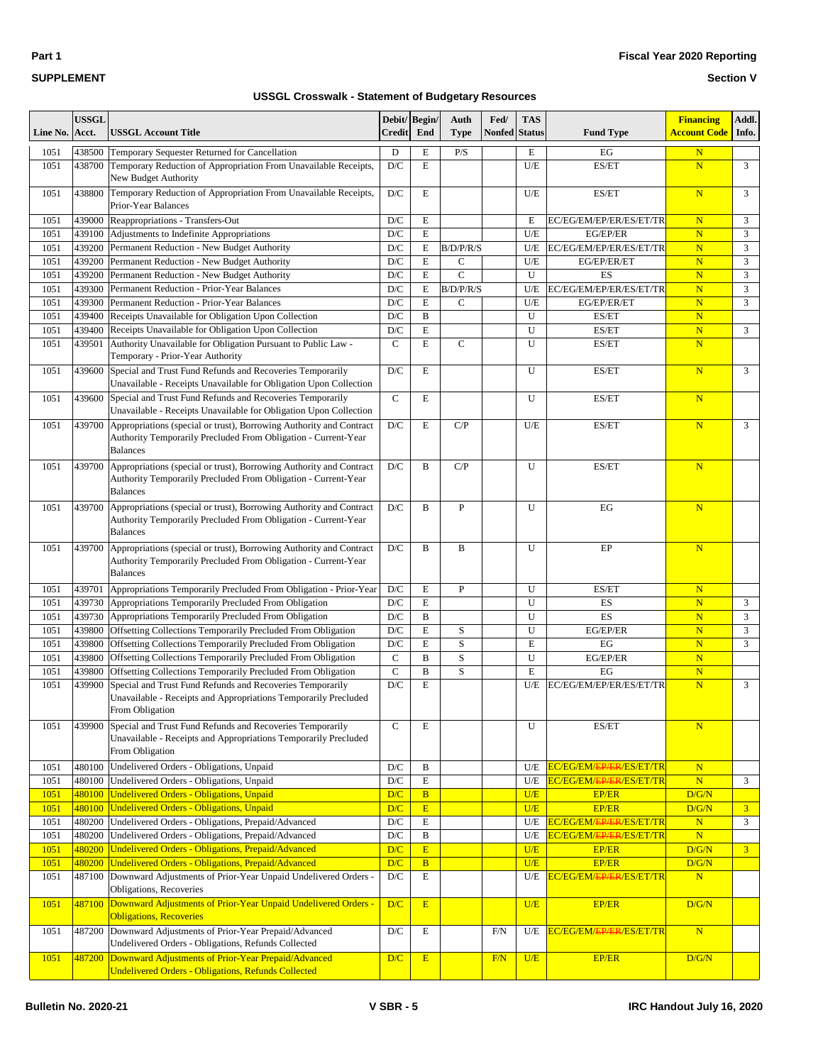**Part 1**

**SUPPLEMENT**

**Fiscal Year 2020 Reporting**

**Section V**

**USSGL Crosswalk - Statement of Budgetary Resources**

| Line No. | USSGL Acct. | USSGL Account Title | Debit/ Credit | Begin/ End | Auth Type | Fed/ Nonfed | TAS Status | Fund Type | Financing Account Code | Addl. Info. |
|---|---|---|---|---|---|---|---|---|---|---|
| 1051 | 438500 | Temporary Sequester Returned for Cancellation | D | E | P/S | | E | EG | N | |
| 1051 | 438700 | Temporary Reduction of Appropriation From Unavailable Receipts, New Budget Authority | D/C | E | | | U/E | ES/ET | N | 3 |
| 1051 | 438800 | Temporary Reduction of Appropriation From Unavailable Receipts, Prior-Year Balances | D/C | E | | | U/E | ES/ET | N | 3 |
| 1051 | 439000 | Reappropriations - Transfers-Out | D/C | E | | | E | EC/EG/EM/EP/ER/ES/ET/TR | N | 3 |
| 1051 | 439100 | Adjustments to Indefinite Appropriations | D/C | E | | | U/E | EG/EP/ER | N | 3 |
| 1051 | 439200 | Permanent Reduction - New Budget Authority | D/C | E | B/D/P/R/S | | U/E | EC/EG/EM/EP/ER/ES/ET/TR | N | 3 |
| 1051 | 439200 | Permanent Reduction - New Budget Authority | D/C | E | C | | U/E | EG/EP/ER/ET | N | 3 |
| 1051 | 439200 | Permanent Reduction - New Budget Authority | D/C | E | C | | U | ES | N | 3 |
| 1051 | 439300 | Permanent Reduction - Prior-Year Balances | D/C | E | B/D/P/R/S | | U/E | EC/EG/EM/EP/ER/ES/ET/TR | N | 3 |
| 1051 | 439300 | Permanent Reduction - Prior-Year Balances | D/C | E | C | | U/E | EG/EP/ER/ET | N | 3 |
| 1051 | 439400 | Receipts Unavailable for Obligation Upon Collection | D/C | B | | | U | ES/ET | N | |
| 1051 | 439400 | Receipts Unavailable for Obligation Upon Collection | D/C | E | | | U | ES/ET | N | 3 |
| 1051 | 439501 | Authority Unavailable for Obligation Pursuant to Public Law - Temporary - Prior-Year Authority | C | E | C | | U | ES/ET | N | |
| 1051 | 439600 | Special and Trust Fund Refunds and Recoveries Temporarily Unavailable - Receipts Unavailable for Obligation Upon Collection | D/C | E | | | U | ES/ET | N | 3 |
| 1051 | 439600 | Special and Trust Fund Refunds and Recoveries Temporarily Unavailable - Receipts Unavailable for Obligation Upon Collection | C | E | | | U | ES/ET | N | |
| 1051 | 439700 | Appropriations (special or trust), Borrowing Authority and Contract Authority Temporarily Precluded From Obligation - Current-Year Balances | D/C | E | C/P | | U/E | ES/ET | N | 3 |
| 1051 | 439700 | Appropriations (special or trust), Borrowing Authority and Contract Authority Temporarily Precluded From Obligation - Current-Year Balances | D/C | B | C/P | | U | ES/ET | N | |
| 1051 | 439700 | Appropriations (special or trust), Borrowing Authority and Contract Authority Temporarily Precluded From Obligation - Current-Year Balances | D/C | B | P | | U | EG | N | |
| 1051 | 439700 | Appropriations (special or trust), Borrowing Authority and Contract Authority Temporarily Precluded From Obligation - Current-Year Balances | D/C | B | B | | U | EP | N | |
| 1051 | 439701 | Appropriations Temporarily Precluded From Obligation - Prior-Year | D/C | E | P | | U | ES/ET | N | |
| 1051 | 439730 | Appropriations Temporarily Precluded From Obligation | D/C | E | | | U | ES | N | 3 |
| 1051 | 439730 | Appropriations Temporarily Precluded From Obligation | D/C | B | | | U | ES | N | 3 |
| 1051 | 439800 | Offsetting Collections Temporarily Precluded From Obligation | D/C | E | S | | U | EG/EP/ER | N | 3 |
| 1051 | 439800 | Offsetting Collections Temporarily Precluded From Obligation | D/C | E | S | | E | EG | N | 3 |
| 1051 | 439800 | Offsetting Collections Temporarily Precluded From Obligation | C | B | S | | U | EG/EP/ER | N | |
| 1051 | 439800 | Offsetting Collections Temporarily Precluded From Obligation | C | B | S | | E | EG | N | |
| 1051 | 439900 | Special and Trust Fund Refunds and Recoveries Temporarily Unavailable - Receipts and Appropriations Temporarily Precluded From Obligation | D/C | E | | | U/E | EC/EG/EM/EP/ER/ES/ET/TR | N | 3 |
| 1051 | 439900 | Special and Trust Fund Refunds and Recoveries Temporarily Unavailable - Receipts and Appropriations Temporarily Precluded From Obligation | C | E | | | U | ES/ET | N | |
| 1051 | 480100 | Undelivered Orders - Obligations, Unpaid | D/C | B | | | U/E | EC/EG/EM/~~EP/ER~~/ES/ET/TR | N | |
| 1051 | 480100 | Undelivered Orders - Obligations, Unpaid | D/C | E | | | U/E | EC/EG/EM/~~EP/ER~~/ES/ET/TR | N | 3 |
| 1051 | 480100 | Undelivered Orders - Obligations, Unpaid | D/C | B | | | U/E | EP/ER | D/G/N | |
| 1051 | 480100 | Undelivered Orders - Obligations, Unpaid | D/C | E | | | U/E | EP/ER | D/G/N | 3 |
| 1051 | 480200 | Undelivered Orders - Obligations, Prepaid/Advanced | D/C | E | | | U/E | EC/EG/EM/~~EP/ER~~/ES/ET/TR | N | 3 |
| 1051 | 480200 | Undelivered Orders - Obligations, Prepaid/Advanced | D/C | B | | | U/E | EC/EG/EM/~~EP/ER~~/ES/ET/TR | N | |
| 1051 | 480200 | Undelivered Orders - Obligations, Prepaid/Advanced | D/C | E | | | U/E | EP/ER | D/G/N | 3 |
| 1051 | 480200 | Undelivered Orders - Obligations, Prepaid/Advanced | D/C | B | | | U/E | EP/ER | D/G/N | |
| 1051 | 487100 | Downward Adjustments of Prior-Year Unpaid Undelivered Orders - Obligations, Recoveries | D/C | E | | | U/E | EC/EG/EM/~~EP/ER~~/ES/ET/TR | N | |
| 1051 | 487100 | Downward Adjustments of Prior-Year Unpaid Undelivered Orders - Obligations, Recoveries | D/C | E | | | U/E | EP/ER | D/G/N | |
| 1051 | 487200 | Downward Adjustments of Prior-Year Prepaid/Advanced Undelivered Orders - Obligations, Refunds Collected | D/C | E | | F/N | U/E | EC/EG/EM/~~EP/ER~~/ES/ET/TR | N | |
| 1051 | 487200 | Downward Adjustments of Prior-Year Prepaid/Advanced Undelivered Orders - Obligations, Refunds Collected | D/C | E | | F/N | U/E | EP/ER | D/G/N | |

Bulletin No. 2020-21 | V SBR - 5 | IRC Handout July 16, 2020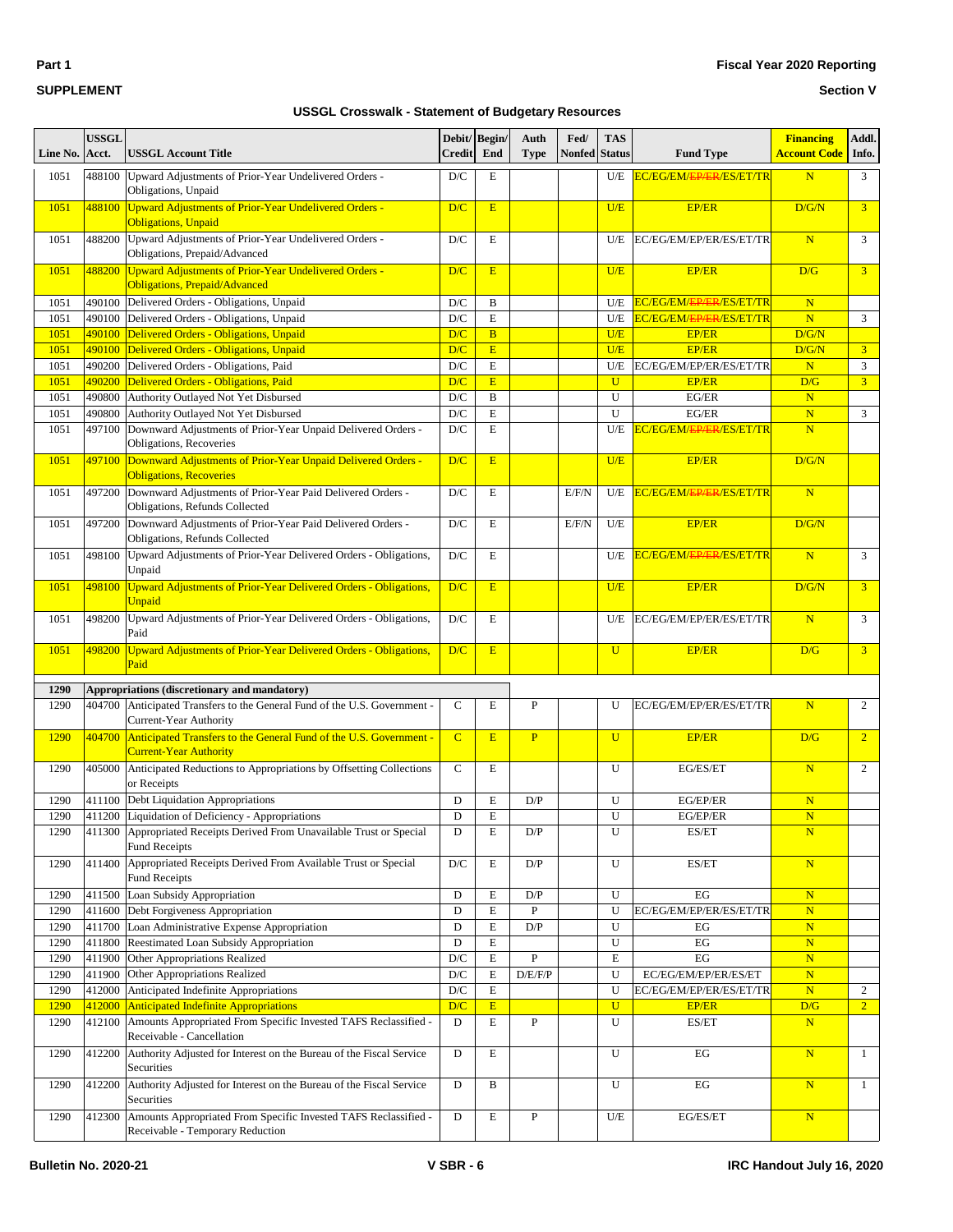**USSGL Crosswalk - Statement of Budgetary Resources**

| Line No. | USSGL Acct. | USSGL Account Title | Debit/ Credit | Begin/ End | Auth Type | Fed/ Nonfed | TAS Status | Fund Type | Financing Account Code | Addl. Info. |
|---|---|---|---|---|---|---|---|---|---|---|
| 1051 | 488100 | Upward Adjustments of Prior-Year Undelivered Orders - Obligations, Unpaid | D/C | E | | | U/E | EC/EG/EM/~~EP/ER~~/ES/ET/TR | N | 3 |
| 1051 | 488100 | Upward Adjustments of Prior-Year Undelivered Orders - Obligations, Unpaid | D/C | E | | | U/E | EP/ER | D/G/N | 3 |
| 1051 | 488200 | Upward Adjustments of Prior-Year Undelivered Orders - Obligations, Prepaid/Advanced | D/C | E | | | U/E | EC/EG/EM/EP/ER/ES/ET/TR | N | 3 |
| 1051 | 488200 | Upward Adjustments of Prior-Year Undelivered Orders - Obligations, Prepaid/Advanced | D/C | E | | | U/E | EP/ER | D/G | 3 |
| 1051 | 490100 | Delivered Orders - Obligations, Unpaid | D/C | B | | | U/E | EC/EG/EM/~~EP/ER~~/ES/ET/TR | N | |
| 1051 | 490100 | Delivered Orders - Obligations, Unpaid | D/C | E | | | U/E | EC/EG/EM/~~EP/ER~~/ES/ET/TR | N | 3 |
| 1051 | 490100 | Delivered Orders - Obligations, Unpaid | D/C | B | | | U/E | EP/ER | D/G/N | |
| 1051 | 490100 | Delivered Orders - Obligations, Unpaid | D/C | E | | | U/E | EP/ER | D/G/N | 3 |
| 1051 | 490200 | Delivered Orders - Obligations, Paid | D/C | E | | | U/E | EC/EG/EM/EP/ER/ES/ET/TR | N | 3 |
| 1051 | 490200 | Delivered Orders - Obligations, Paid | D/C | E | | | U | EP/ER | D/G | 3 |
| 1051 | 490800 | Authority Outlayed Not Yet Disbursed | D/C | B | | | U | EG/ER | N | |
| 1051 | 490800 | Authority Outlayed Not Yet Disbursed | D/C | E | | | U | EG/ER | N | 3 |
| 1051 | 497100 | Downward Adjustments of Prior-Year Unpaid Delivered Orders - Obligations, Recoveries | D/C | E | | | U/E | EC/EG/EM/~~EP/ER~~/ES/ET/TR | N | |
| 1051 | 497100 | Downward Adjustments of Prior-Year Unpaid Delivered Orders - Obligations, Recoveries | D/C | E | | | U/E | EP/ER | D/G/N | |
| 1051 | 497200 | Downward Adjustments of Prior-Year Paid Delivered Orders - Obligations, Refunds Collected | D/C | E | | E/F/N | U/E | EC/EG/EM/~~EP/ER~~/ES/ET/TR | N | |
| 1051 | 497200 | Downward Adjustments of Prior-Year Paid Delivered Orders - Obligations, Refunds Collected | D/C | E | | E/F/N | U/E | EP/ER | D/G/N | |
| 1051 | 498100 | Upward Adjustments of Prior-Year Delivered Orders - Obligations, Unpaid | D/C | E | | | U/E | EC/EG/EM/~~EP/ER~~/ES/ET/TR | N | 3 |
| 1051 | 498100 | Upward Adjustments of Prior-Year Delivered Orders - Obligations, Unpaid | D/C | E | | | U/E | EP/ER | D/G/N | 3 |
| 1051 | 498200 | Upward Adjustments of Prior-Year Delivered Orders - Obligations, Paid | D/C | E | | | U/E | EC/EG/EM/EP/ER/ES/ET/TR | N | 3 |
| 1051 | 498200 | Upward Adjustments of Prior-Year Delivered Orders - Obligations, Paid | D/C | E | | | U | EP/ER | D/G | 3 |
| **1290** | | **Appropriations (discretionary and mandatory)** | | | | | | | | |
| 1290 | 404700 | Anticipated Transfers to the General Fund of the U.S. Government - Current-Year Authority | C | E | P | | U | EC/EG/EM/EP/ER/ES/ET/TR | N | 2 |
| 1290 | 404700 | Anticipated Transfers to the General Fund of the U.S. Government - Current-Year Authority | C | E | P | | U | EP/ER | D/G | 2 |
| 1290 | 405000 | Anticipated Reductions to Appropriations by Offsetting Collections or Receipts | C | E | | | U | EG/ES/ET | N | 2 |
| 1290 | 411100 | Debt Liquidation Appropriations | D | E | D/P | | U | EG/EP/ER | N | |
| 1290 | 411200 | Liquidation of Deficiency - Appropriations | D | E | | | U | EG/EP/ER | N | |
| 1290 | 411300 | Appropriated Receipts Derived From Unavailable Trust or Special Fund Receipts | D | E | D/P | | U | ES/ET | N | |
| 1290 | 411400 | Appropriated Receipts Derived From Available Trust or Special Fund Receipts | D/C | E | D/P | | U | ES/ET | N | |
| 1290 | 411500 | Loan Subsidy Appropriation | D | E | D/P | | U | EG | N | |
| 1290 | 411600 | Debt Forgiveness Appropriation | D | E | P | | U | EC/EG/EM/EP/ER/ES/ET/TR | N | |
| 1290 | 411700 | Loan Administrative Expense Appropriation | D | E | D/P | | U | EG | N | |
| 1290 | 411800 | Reestimated Loan Subsidy Appropriation | D | E | | | U | EG | N | |
| 1290 | 411900 | Other Appropriations Realized | D/C | E | P | | E | EG | N | |
| 1290 | 411900 | Other Appropriations Realized | D/C | E | D/E/F/P | | U | EC/EG/EM/EP/ER/ES/ET | N | |
| 1290 | 412000 | Anticipated Indefinite Appropriations | D/C | E | | | U | EC/EG/EM/EP/ER/ES/ET/TR | N | 2 |
| 1290 | 412000 | Anticipated Indefinite Appropriations | D/C | E | | | U | EP/ER | D/G | 2 |
| 1290 | 412100 | Amounts Appropriated From Specific Invested TAFS Reclassified - Receivable - Cancellation | D | E | P | | U | ES/ET | N | |
| 1290 | 412200 | Authority Adjusted for Interest on the Bureau of the Fiscal Service Securities | D | E | | | U | EG | N | 1 |
| 1290 | 412200 | Authority Adjusted for Interest on the Bureau of the Fiscal Service Securities | D | B | | | U | EG | N | 1 |
| 1290 | 412300 | Amounts Appropriated From Specific Invested TAFS Reclassified - Receivable - Temporary Reduction | D | E | P | | U/E | EG/ES/ET | N | |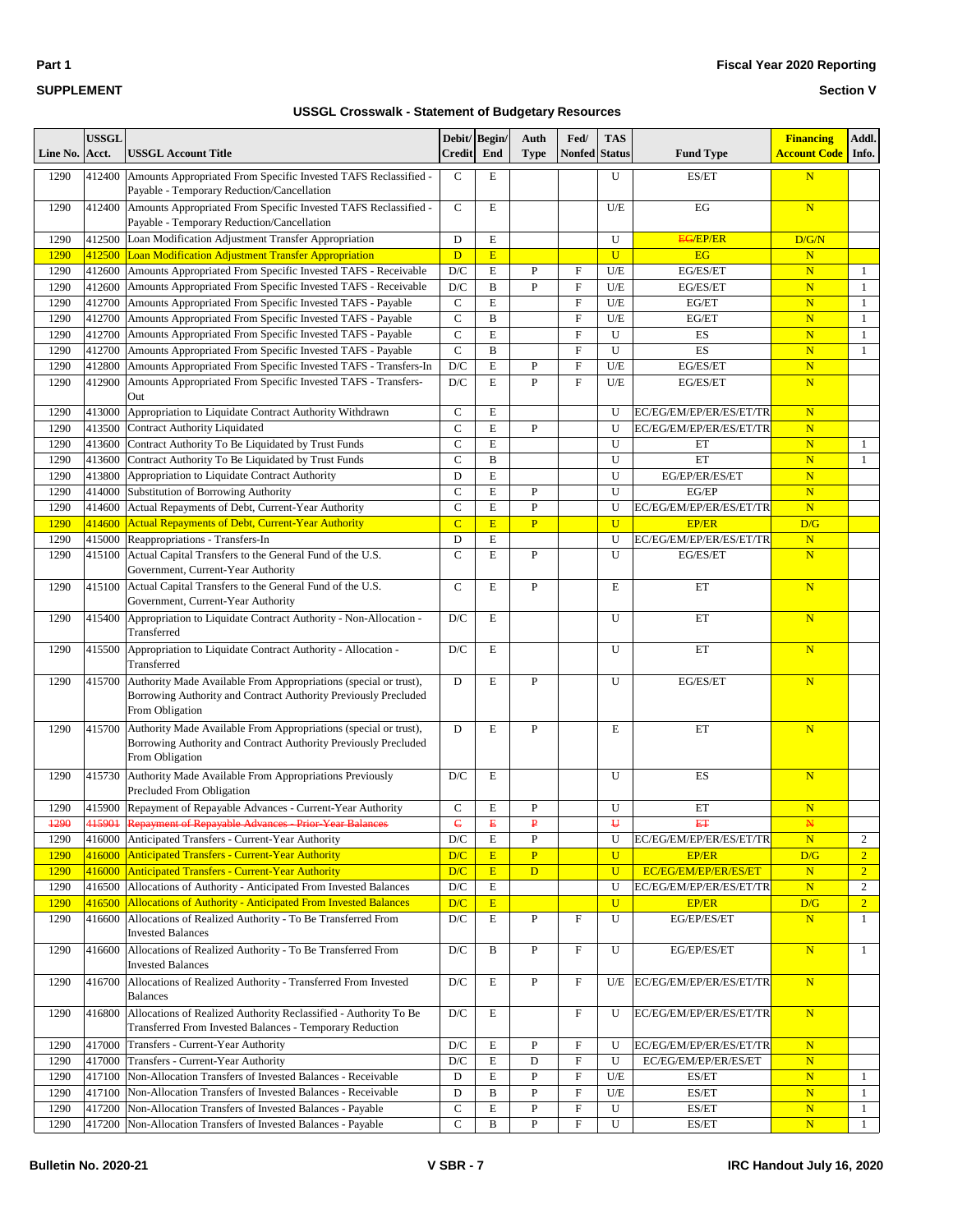Part 1

SUPPLEMENT

Fiscal Year 2020 Reporting

Section V

## USSGL Crosswalk - Statement of Budgetary Resources

| Line No. | USSGL Acct. | USSGL Account Title | Debit/ Credit | Begin/ End | Auth Type | Fed/ Nonfed | TAS Status | Fund Type | Financing Account Code | Addl. Info. |
|---|---|---|---|---|---|---|---|---|---|---|
| 1290 | 412400 | Amounts Appropriated From Specific Invested TAFS Reclassified - Payable - Temporary Reduction/Cancellation | C | E | | | U | ES/ET | N | |
| 1290 | 412400 | Amounts Appropriated From Specific Invested TAFS Reclassified - Payable - Temporary Reduction/Cancellation | C | E | | | U/E | EG | N | |
| 1290 | 412500 | Loan Modification Adjustment Transfer Appropriation | D | E | | | U | ~~EG~~/EP/ER | D/G/N | |
| 1290 | 412500 | Loan Modification Adjustment Transfer Appropriation | D | E | | | U | EG | N | |
| 1290 | 412600 | Amounts Appropriated From Specific Invested TAFS - Receivable | D/C | E | P | F | U/E | EG/ES/ET | N | 1 |
| 1290 | 412600 | Amounts Appropriated From Specific Invested TAFS - Receivable | D/C | B | P | F | U/E | EG/ES/ET | N | 1 |
| 1290 | 412700 | Amounts Appropriated From Specific Invested TAFS - Payable | C | E | | F | U/E | EG/ET | N | 1 |
| 1290 | 412700 | Amounts Appropriated From Specific Invested TAFS - Payable | C | B | | F | U/E | EG/ET | N | 1 |
| 1290 | 412700 | Amounts Appropriated From Specific Invested TAFS - Payable | C | E | | F | U | ES | N | 1 |
| 1290 | 412700 | Amounts Appropriated From Specific Invested TAFS - Payable | C | B | | F | U | ES | N | 1 |
| 1290 | 412800 | Amounts Appropriated From Specific Invested TAFS - Transfers-In | D/C | E | P | F | U/E | EG/ES/ET | N | |
| 1290 | 412900 | Amounts Appropriated From Specific Invested TAFS - Transfers-Out | D/C | E | P | F | U/E | EG/ES/ET | N | |
| 1290 | 413000 | Appropriation to Liquidate Contract Authority Withdrawn | C | E | | | U | EC/EG/EM/EP/ER/ES/ET/TR | N | |
| 1290 | 413500 | Contract Authority Liquidated | C | E | P | | U | EC/EG/EM/EP/ER/ES/ET/TR | N | |
| 1290 | 413600 | Contract Authority To Be Liquidated by Trust Funds | C | E | | | U | ET | N | 1 |
| 1290 | 413600 | Contract Authority To Be Liquidated by Trust Funds | C | B | | | U | ET | N | 1 |
| 1290 | 413800 | Appropriation to Liquidate Contract Authority | D | E | | | U | EG/EP/ER/ES/ET | N | |
| 1290 | 414000 | Substitution of Borrowing Authority | C | E | P | | U | EG/EP | N | |
| 1290 | 414600 | Actual Repayments of Debt, Current-Year Authority | C | E | P | | U | EC/EG/EM/EP/ER/ES/ET/TR | N | |
| 1290 | 414600 | Actual Repayments of Debt, Current-Year Authority | C | E | P | | U | EP/ER | D/G | |
| 1290 | 415000 | Reappropriations - Transfers-In | D | E | | | U | EC/EG/EM/EP/ER/ES/ET/TR | N | |
| 1290 | 415100 | Actual Capital Transfers to the General Fund of the U.S. Government, Current-Year Authority | C | E | P | | U | EG/ES/ET | N | |
| 1290 | 415100 | Actual Capital Transfers to the General Fund of the U.S. Government, Current-Year Authority | C | E | P | | E | ET | N | |
| 1290 | 415400 | Appropriation to Liquidate Contract Authority - Non-Allocation - Transferred | D/C | E | | | U | ET | N | |
| 1290 | 415500 | Appropriation to Liquidate Contract Authority - Allocation - Transferred | D/C | E | | | U | ET | N | |
| 1290 | 415700 | Authority Made Available From Appropriations (special or trust), Borrowing Authority and Contract Authority Previously Precluded From Obligation | D | E | P | | U | EG/ES/ET | N | |
| 1290 | 415700 | Authority Made Available From Appropriations (special or trust), Borrowing Authority and Contract Authority Previously Precluded From Obligation | D | E | P | | E | ET | N | |
| 1290 | 415730 | Authority Made Available From Appropriations Previously Precluded From Obligation | D/C | E | | | U | ES | N | |
| 1290 | 415900 | Repayment of Repayable Advances - Current-Year Authority | C | E | P | | U | ET | N | |
| ~~1290~~ | ~~415901~~ | ~~Repayment of Repayable Advances - Prior-Year Balances~~ | ~~C~~ | ~~E~~ | ~~P~~ | | ~~U~~ | ~~ET~~ | ~~N~~ | |
| 1290 | 416000 | Anticipated Transfers - Current-Year Authority | D/C | E | P | | U | EC/EG/EM/EP/ER/ES/ET/TR | N | 2 |
| 1290 | 416000 | Anticipated Transfers - Current-Year Authority | D/C | E | P | | U | EP/ER | D/G | 2 |
| 1290 | 416000 | Anticipated Transfers - Current-Year Authority | D/C | E | D | | U | EC/EG/EM/EP/ER/ES/ET | N | 2 |
| 1290 | 416500 | Allocations of Authority - Anticipated From Invested Balances | D/C | E | | | U | EC/EG/EM/EP/ER/ES/ET/TR | N | 2 |
| 1290 | 416500 | Allocations of Authority - Anticipated From Invested Balances | D/C | E | | | U | EP/ER | D/G | 2 |
| 1290 | 416600 | Allocations of Realized Authority - To Be Transferred From Invested Balances | D/C | E | P | F | U | EG/EP/ES/ET | N | 1 |
| 1290 | 416600 | Allocations of Realized Authority - To Be Transferred From Invested Balances | D/C | B | P | F | U | EG/EP/ES/ET | N | 1 |
| 1290 | 416700 | Allocations of Realized Authority - Transferred From Invested Balances | D/C | E | P | F | U/E | EC/EG/EM/EP/ER/ES/ET/TR | N | |
| 1290 | 416800 | Allocations of Realized Authority Reclassified - Authority To Be Transferred From Invested Balances - Temporary Reduction | D/C | E | | F | U | EC/EG/EM/EP/ER/ES/ET/TR | N | |
| 1290 | 417000 | Transfers - Current-Year Authority | D/C | E | P | F | U | EC/EG/EM/EP/ER/ES/ET/TR | N | |
| 1290 | 417000 | Transfers - Current-Year Authority | D/C | E | D | F | U | EC/EG/EM/EP/ER/ES/ET | N | |
| 1290 | 417100 | Non-Allocation Transfers of Invested Balances - Receivable | D | E | P | F | U/E | ES/ET | N | 1 |
| 1290 | 417100 | Non-Allocation Transfers of Invested Balances - Receivable | D | B | P | F | U/E | ES/ET | N | 1 |
| 1290 | 417200 | Non-Allocation Transfers of Invested Balances - Payable | C | E | P | F | U | ES/ET | N | 1 |
| 1290 | 417200 | Non-Allocation Transfers of Invested Balances - Payable | C | B | P | F | U | ES/ET | N | 1 |

Bulletin No. 2020-21 | V SBR - 7 | IRC Handout July 16, 2020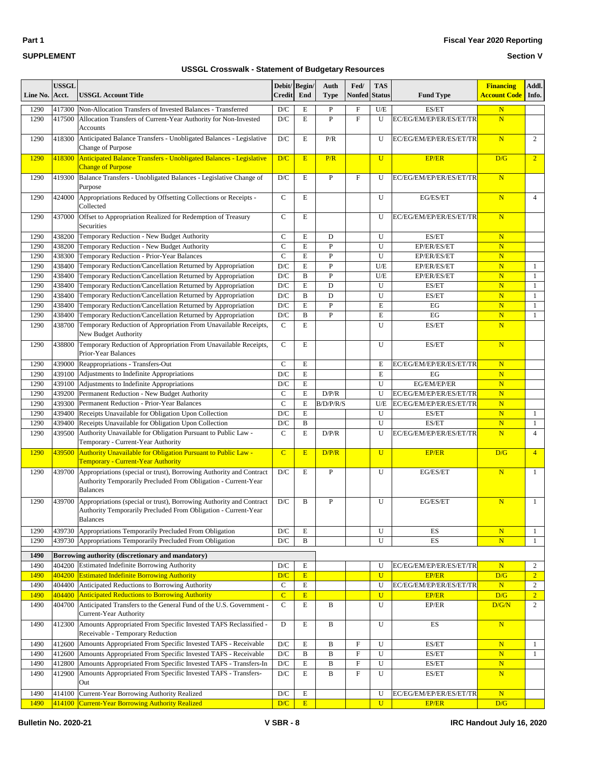**Part 1**

**SUPPLEMENT**

**Fiscal Year 2020 Reporting**

**Section V**

**USSGL Crosswalk - Statement of Budgetary Resources**

| Line No. | USSGL Acct. | USSGL Account Title | Debit/ Credit | Begin/ End | Auth Type | Fed/ Nonfed | TAS Status | Fund Type | Financing Account Code | Addl. Info. |
|---|---|---|---|---|---|---|---|---|---|---|
| 1290 | 417300 | Non-Allocation Transfers of Invested Balances - Transferred | D/C | E | P | F | U/E | ES/ET | N | |
| 1290 | 417500 | Allocation Transfers of Current-Year Authority for Non-Invested Accounts | D/C | E | P | F | U | EC/EG/EM/EP/ER/ES/ET/TR | N | |
| 1290 | 418300 | Anticipated Balance Transfers - Unobligated Balances - Legislative Change of Purpose | D/C | E | P/R | | U | EC/EG/EM/EP/ER/ES/ET/TR | N | 2 |
| 1290 | 418300 | Anticipated Balance Transfers - Unobligated Balances - Legislative Change of Purpose | D/C | E | P/R | | U | EP/ER | D/G | 2 |
| 1290 | 419300 | Balance Transfers - Unobligated Balances - Legislative Change of Purpose | D/C | E | P | F | U | EC/EG/EM/EP/ER/ES/ET/TR | N | |
| 1290 | 424000 | Appropriations Reduced by Offsetting Collections or Receipts - Collected | C | E | | | U | EG/ES/ET | N | 4 |
| 1290 | 437000 | Offset to Appropriation Realized for Redemption of Treasury Securities | C | E | | | U | EC/EG/EM/EP/ER/ES/ET/TR | N | |
| 1290 | 438200 | Temporary Reduction - New Budget Authority | C | E | D | | U | ES/ET | N | |
| 1290 | 438200 | Temporary Reduction - New Budget Authority | C | E | P | | U | EP/ER/ES/ET | N | |
| 1290 | 438300 | Temporary Reduction - Prior-Year Balances | C | E | P | | U | EP/ER/ES/ET | N | |
| 1290 | 438400 | Temporary Reduction/Cancellation Returned by Appropriation | D/C | E | P | | U/E | EP/ER/ES/ET | N | 1 |
| 1290 | 438400 | Temporary Reduction/Cancellation Returned by Appropriation | D/C | B | P | | U/E | EP/ER/ES/ET | N | 1 |
| 1290 | 438400 | Temporary Reduction/Cancellation Returned by Appropriation | D/C | E | D | | U | ES/ET | N | 1 |
| 1290 | 438400 | Temporary Reduction/Cancellation Returned by Appropriation | D/C | B | D | | U | ES/ET | N | 1 |
| 1290 | 438400 | Temporary Reduction/Cancellation Returned by Appropriation | D/C | E | P | | E | EG | N | 1 |
| 1290 | 438400 | Temporary Reduction/Cancellation Returned by Appropriation | D/C | B | P | | E | EG | N | 1 |
| 1290 | 438700 | Temporary Reduction of Appropriation From Unavailable Receipts, New Budget Authority | C | E | | | U | ES/ET | N | |
| 1290 | 438800 | Temporary Reduction of Appropriation From Unavailable Receipts, Prior-Year Balances | C | E | | | U | ES/ET | N | |
| 1290 | 439000 | Reappropriations - Transfers-Out | C | E | | | E | EC/EG/EM/EP/ER/ES/ET/TR | N | |
| 1290 | 439100 | Adjustments to Indefinite Appropriations | D/C | E | | | E | EG | N | |
| 1290 | 439100 | Adjustments to Indefinite Appropriations | D/C | E | | | U | EG/EM/EP/ER | N | |
| 1290 | 439200 | Permanent Reduction - New Budget Authority | C | E | D/P/R | | U | EC/EG/EM/EP/ER/ES/ET/TR | N | |
| 1290 | 439300 | Permanent Reduction - Prior-Year Balances | C | E | B/D/P/R/S | | U/E | EC/EG/EM/EP/ER/ES/ET/TR | N | |
| 1290 | 439400 | Receipts Unavailable for Obligation Upon Collection | D/C | E | | | U | ES/ET | N | 1 |
| 1290 | 439400 | Receipts Unavailable for Obligation Upon Collection | D/C | B | | | U | ES/ET | N | 1 |
| 1290 | 439500 | Authority Unavailable for Obligation Pursuant to Public Law - Temporary - Current-Year Authority | C | E | D/P/R | | U | EC/EG/EM/EP/ER/ES/ET/TR | N | 4 |
| 1290 | 439500 | Authority Unavailable for Obligation Pursuant to Public Law - Temporary - Current-Year Authority | C | E | D/P/R | | U | EP/ER | D/G | 4 |
| 1290 | 439700 | Appropriations (special or trust), Borrowing Authority and Contract Authority Temporarily Precluded From Obligation - Current-Year Balances | D/C | E | P | | U | EG/ES/ET | N | 1 |
| 1290 | 439700 | Appropriations (special or trust), Borrowing Authority and Contract Authority Temporarily Precluded From Obligation - Current-Year Balances | D/C | B | P | | U | EG/ES/ET | N | 1 |
| 1290 | 439730 | Appropriations Temporarily Precluded From Obligation | D/C | E | | | U | ES | N | 1 |
| 1290 | 439730 | Appropriations Temporarily Precluded From Obligation | D/C | B | | | U | ES | N | 1 |
| **1490** | | **Borrowing authority (discretionary and mandatory)** | | | | | | | | |
| 1490 | 404200 | Estimated Indefinite Borrowing Authority | D/C | E | | | U | EC/EG/EM/EP/ER/ES/ET/TR | N | 2 |
| 1490 | 404200 | Estimated Indefinite Borrowing Authority | D/C | E | | | U | EP/ER | D/G | 2 |
| 1490 | 404400 | Anticipated Reductions to Borrowing Authority | C | E | | | U | EC/EG/EM/EP/ER/ES/ET/TR | N | 2 |
| 1490 | 404400 | Anticipated Reductions to Borrowing Authority | C | E | | | U | EP/ER | D/G | 2 |
| 1490 | 404700 | Anticipated Transfers to the General Fund of the U.S. Government - Current-Year Authority | C | E | B | | U | EP/ER | D/G/N | 2 |
| 1490 | 412300 | Amounts Appropriated From Specific Invested TAFS Reclassified - Receivable - Temporary Reduction | D | E | B | | U | ES | N | |
| 1490 | 412600 | Amounts Appropriated From Specific Invested TAFS - Receivable | D/C | E | B | F | U | ES/ET | N | 1 |
| 1490 | 412600 | Amounts Appropriated From Specific Invested TAFS - Receivable | D/C | B | B | F | U | ES/ET | N | 1 |
| 1490 | 412800 | Amounts Appropriated From Specific Invested TAFS - Transfers-In | D/C | E | B | F | U | ES/ET | N | |
| 1490 | 412900 | Amounts Appropriated From Specific Invested TAFS - Transfers-Out | D/C | E | B | F | U | ES/ET | N | |
| 1490 | 414100 | Current-Year Borrowing Authority Realized | D/C | E | | | U | EC/EG/EM/EP/ER/ES/ET/TR | N | |
| 1490 | 414100 | Current-Year Borrowing Authority Realized | D/C | E | | | U | EP/ER | D/G | |

**Bulletin No. 2020-21** | **V SBR - 8** | **IRC Handout July 16, 2020**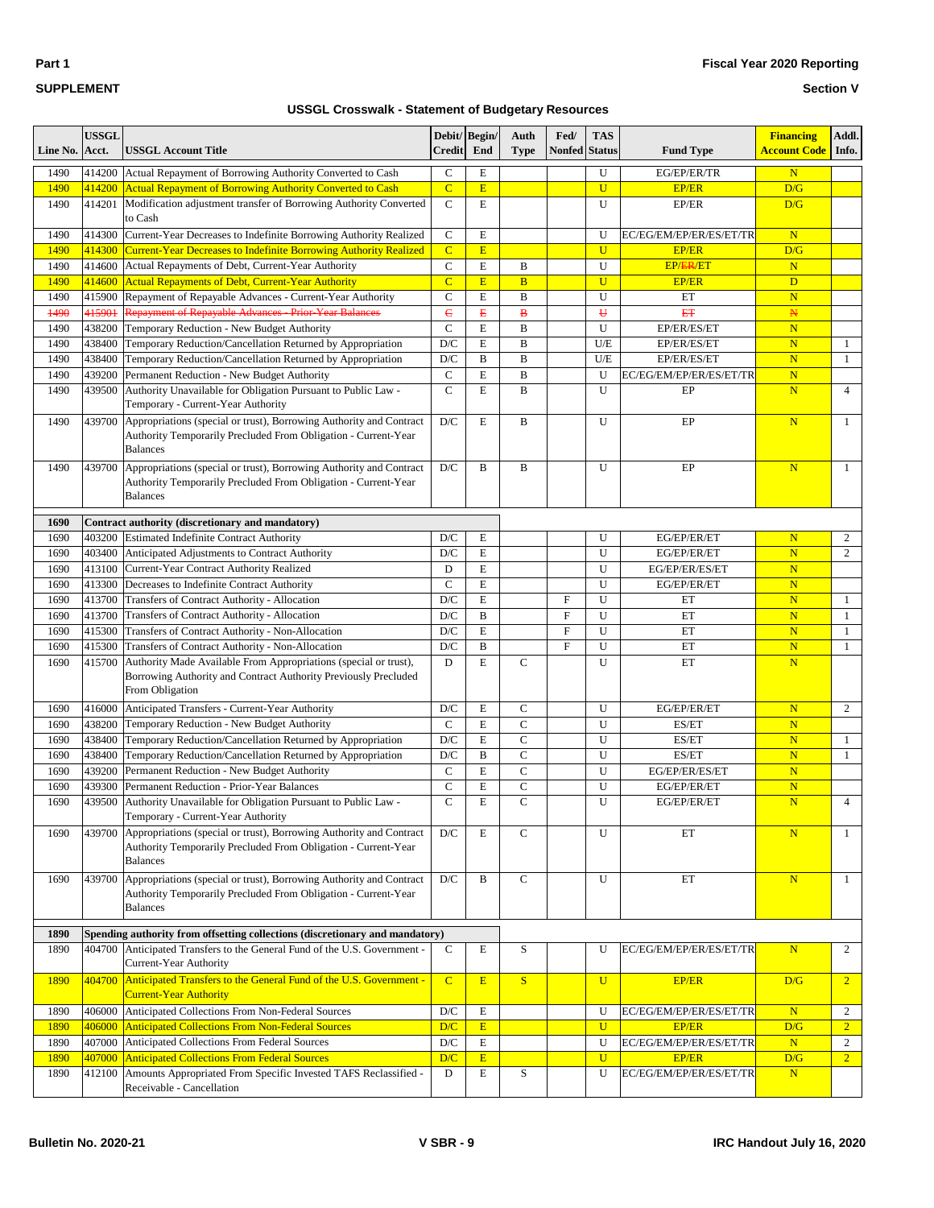Part 1

SUPPLEMENT

Fiscal Year 2020 Reporting

Section V

## USSGL Crosswalk - Statement of Budgetary Resources

| Line No. | USSGL Acct. | USSGL Account Title | Debit/ Credit | Begin/ End | Auth Type | Fed/ Nonfed | TAS Status | Fund Type | Financing Account Code | Addl. Info. |
|---|---|---|---|---|---|---|---|---|---|---|
| 1490 | 414200 | Actual Repayment of Borrowing Authority Converted to Cash | C | E | | | U | EG/EP/ER/TR | N | |
| 1490 | 414200 | Actual Repayment of Borrowing Authority Converted to Cash | C | E | | | U | EP/ER | D/G | |
| 1490 | 414201 | Modification adjustment transfer of Borrowing Authority Converted to Cash | C | E | | | U | EP/ER | D/G | |
| 1490 | 414300 | Current-Year Decreases to Indefinite Borrowing Authority Realized | C | E | | | U | EC/EG/EM/EP/ER/ES/ET/TR | N | |
| 1490 | 414300 | Current-Year Decreases to Indefinite Borrowing Authority Realized | C | E | | | U | EP/ER | D/G | |
| 1490 | 414600 | Actual Repayments of Debt, Current-Year Authority | C | E | B | | U | EP/~~ER~~/ET | N | |
| 1490 | 414600 | Actual Repayments of Debt, Current-Year Authority | C | E | B | | U | EP/ER | D | |
| 1490 | 415900 | Repayment of Repayable Advances - Current-Year Authority | C | E | B | | U | ET | N | |
| ~~1490~~ | ~~415901~~ | ~~Repayment of Repayable Advances - Prior-Year Balances~~ | ~~C~~ | ~~E~~ | ~~B~~ | | ~~U~~ | ~~ET~~ | ~~N~~ | |
| 1490 | 438200 | Temporary Reduction - New Budget Authority | C | E | B | | U | EP/ER/ES/ET | N | |
| 1490 | 438400 | Temporary Reduction/Cancellation Returned by Appropriation | D/C | E | B | | U/E | EP/ER/ES/ET | N | 1 |
| 1490 | 438400 | Temporary Reduction/Cancellation Returned by Appropriation | D/C | B | B | | U/E | EP/ER/ES/ET | N | 1 |
| 1490 | 439200 | Permanent Reduction - New Budget Authority | C | E | B | | U | EC/EG/EM/EP/ER/ES/ET/TR | N | |
| 1490 | 439500 | Authority Unavailable for Obligation Pursuant to Public Law - Temporary - Current-Year Authority | C | E | B | | U | EP | N | 4 |
| 1490 | 439700 | Appropriations (special or trust), Borrowing Authority and Contract Authority Temporarily Precluded From Obligation - Current-Year Balances | D/C | E | B | | U | EP | N | 1 |
| 1490 | 439700 | Appropriations (special or trust), Borrowing Authority and Contract Authority Temporarily Precluded From Obligation - Current-Year Balances | D/C | B | B | | U | EP | N | 1 |
| **1690** | **Contract authority (discretionary and mandatory)** | | | | | | | | | |
| 1690 | 403200 | Estimated Indefinite Contract Authority | D/C | E | | | U | EG/EP/ER/ET | N | 2 |
| 1690 | 403400 | Anticipated Adjustments to Contract Authority | D/C | E | | | U | EG/EP/ER/ET | N | 2 |
| 1690 | 413100 | Current-Year Contract Authority Realized | D | E | | | U | EG/EP/ER/ES/ET | N | |
| 1690 | 413300 | Decreases to Indefinite Contract Authority | C | E | | | U | EG/EP/ER/ET | N | |
| 1690 | 413700 | Transfers of Contract Authority - Allocation | D/C | E | | F | U | ET | N | 1 |
| 1690 | 413700 | Transfers of Contract Authority - Allocation | D/C | B | | F | U | ET | N | 1 |
| 1690 | 415300 | Transfers of Contract Authority - Non-Allocation | D/C | E | | F | U | ET | N | 1 |
| 1690 | 415300 | Transfers of Contract Authority - Non-Allocation | D/C | B | | F | U | ET | N | 1 |
| 1690 | 415700 | Authority Made Available From Appropriations (special or trust), Borrowing Authority and Contract Authority Previously Precluded From Obligation | D | E | C | | U | ET | N | |
| 1690 | 416000 | Anticipated Transfers - Current-Year Authority | D/C | E | C | | U | EG/EP/ER/ET | N | 2 |
| 1690 | 438200 | Temporary Reduction - New Budget Authority | C | E | C | | U | ES/ET | N | |
| 1690 | 438400 | Temporary Reduction/Cancellation Returned by Appropriation | D/C | E | C | | U | ES/ET | N | 1 |
| 1690 | 438400 | Temporary Reduction/Cancellation Returned by Appropriation | D/C | B | C | | U | ES/ET | N | 1 |
| 1690 | 439200 | Permanent Reduction - New Budget Authority | C | E | C | | U | EG/EP/ER/ES/ET | N | |
| 1690 | 439300 | Permanent Reduction - Prior-Year Balances | C | E | C | | U | EG/EP/ER/ET | N | |
| 1690 | 439500 | Authority Unavailable for Obligation Pursuant to Public Law - Temporary - Current-Year Authority | C | E | C | | U | EG/EP/ER/ET | N | 4 |
| 1690 | 439700 | Appropriations (special or trust), Borrowing Authority and Contract Authority Temporarily Precluded From Obligation - Current-Year Balances | D/C | E | C | | U | ET | N | 1 |
| 1690 | 439700 | Appropriations (special or trust), Borrowing Authority and Contract Authority Temporarily Precluded From Obligation - Current-Year Balances | D/C | B | C | | U | ET | N | 1 |
| **1890** | **Spending authority from offsetting collections (discretionary and mandatory)** | | | | | | | | | |
| 1890 | 404700 | Anticipated Transfers to the General Fund of the U.S. Government - Current-Year Authority | C | E | S | | U | EC/EG/EM/EP/ER/ES/ET/TR | N | 2 |
| 1890 | 404700 | Anticipated Transfers to the General Fund of the U.S. Government - Current-Year Authority | C | E | S | | U | EP/ER | D/G | 2 |
| 1890 | 406000 | Anticipated Collections From Non-Federal Sources | D/C | E | | | U | EC/EG/EM/EP/ER/ES/ET/TR | N | 2 |
| 1890 | 406000 | Anticipated Collections From Non-Federal Sources | D/C | E | | | U | EP/ER | D/G | 2 |
| 1890 | 407000 | Anticipated Collections From Federal Sources | D/C | E | | | U | EC/EG/EM/EP/ER/ES/ET/TR | N | 2 |
| 1890 | 407000 | Anticipated Collections From Federal Sources | D/C | E | | | U | EP/ER | D/G | 2 |
| 1890 | 412100 | Amounts Appropriated From Specific Invested TAFS Reclassified - Receivable - Cancellation | D | E | S | | U | EC/EG/EM/EP/ER/ES/ET/TR | N | |

Bulletin No. 2020-21 V SBR - 9 IRC Handout July 16, 2020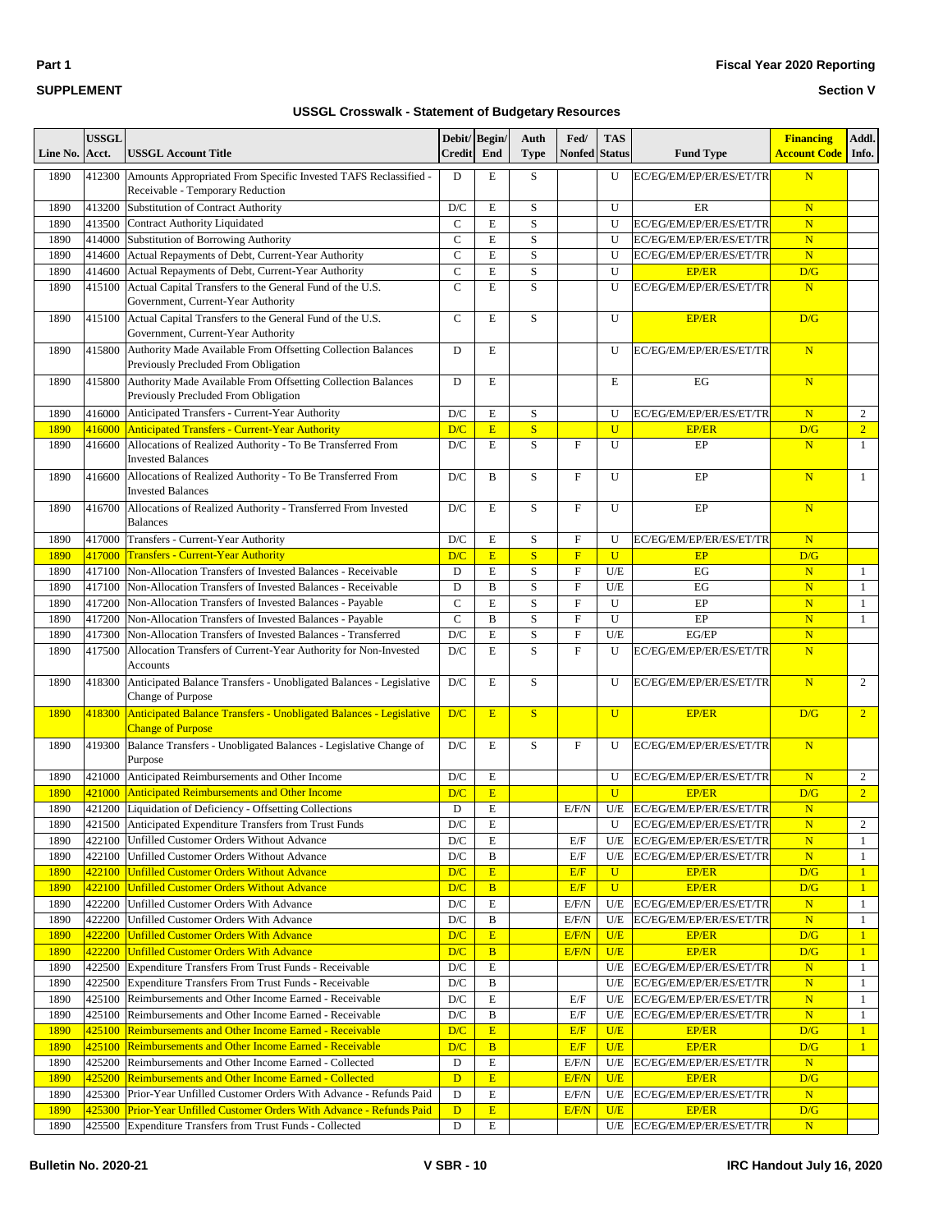**Part 1**

**SUPPLEMENT**

**Fiscal Year 2020 Reporting**

**Section V**

**USSGL Crosswalk - Statement of Budgetary Resources**

| Line No. | USSGL Acct. | USSGL Account Title | Debit/ Credit | Begin/ End | Auth Type | Fed/ Nonfed | TAS Status | Fund Type | Financing Account Code | Addl. Info. |
|---|---|---|---|---|---|---|---|---|---|---|
| 1890 | 412300 | Amounts Appropriated From Specific Invested TAFS Reclassified - Receivable - Temporary Reduction | D | E | S | | U | EC/EG/EM/EP/ER/ES/ET/TR | N | |
| 1890 | 413200 | Substitution of Contract Authority | D/C | E | S | | U | ER | N | |
| 1890 | 413500 | Contract Authority Liquidated | C | E | S | | U | EC/EG/EM/EP/ER/ES/ET/TR | N | |
| 1890 | 414000 | Substitution of Borrowing Authority | C | E | S | | U | EC/EG/EM/EP/ER/ES/ET/TR | N | |
| 1890 | 414600 | Actual Repayments of Debt, Current-Year Authority | C | E | S | | U | EC/EG/EM/EP/ER/ES/ET/TR | N | |
| 1890 | 414600 | Actual Repayments of Debt, Current-Year Authority | C | E | S | | U | EP/ER | D/G | |
| 1890 | 415100 | Actual Capital Transfers to the General Fund of the U.S. Government, Current-Year Authority | C | E | S | | U | EC/EG/EM/EP/ER/ES/ET/TR | N | |
| 1890 | 415100 | Actual Capital Transfers to the General Fund of the U.S. Government, Current-Year Authority | C | E | S | | U | EP/ER | D/G | |
| 1890 | 415800 | Authority Made Available From Offsetting Collection Balances Previously Precluded From Obligation | D | E | | | U | EC/EG/EM/EP/ER/ES/ET/TR | N | |
| 1890 | 415800 | Authority Made Available From Offsetting Collection Balances Previously Precluded From Obligation | D | E | | | E | EG | N | |
| 1890 | 416000 | Anticipated Transfers - Current-Year Authority | D/C | E | S | | U | EC/EG/EM/EP/ER/ES/ET/TR | N | 2 |
| 1890 | 416000 | Anticipated Transfers - Current-Year Authority | D/C | E | S | | U | EP/ER | D/G | 2 |
| 1890 | 416600 | Allocations of Realized Authority - To Be Transferred From Invested Balances | D/C | E | S | F | U | EP | N | 1 |
| 1890 | 416600 | Allocations of Realized Authority - To Be Transferred From Invested Balances | D/C | B | S | F | U | EP | N | 1 |
| 1890 | 416700 | Allocations of Realized Authority - Transferred From Invested Balances | D/C | E | S | F | U | EP | N | |
| 1890 | 417000 | Transfers - Current-Year Authority | D/C | E | S | F | U | EC/EG/EM/EP/ER/ES/ET/TR | N | |
| 1890 | 417000 | Transfers - Current-Year Authority | D/C | E | S | F | U | EP | D/G | |
| 1890 | 417100 | Non-Allocation Transfers of Invested Balances - Receivable | D | E | S | F | U/E | EG | N | 1 |
| 1890 | 417100 | Non-Allocation Transfers of Invested Balances - Receivable | D | B | S | F | U/E | EG | N | 1 |
| 1890 | 417200 | Non-Allocation Transfers of Invested Balances - Payable | C | E | S | F | U | EP | N | 1 |
| 1890 | 417200 | Non-Allocation Transfers of Invested Balances - Payable | C | B | S | F | U | EP | N | 1 |
| 1890 | 417300 | Non-Allocation Transfers of Invested Balances - Transferred | D/C | E | S | F | U/E | EG/EP | N | |
| 1890 | 417500 | Allocation Transfers of Current-Year Authority for Non-Invested Accounts | D/C | E | S | F | U | EC/EG/EM/EP/ER/ES/ET/TR | N | |
| 1890 | 418300 | Anticipated Balance Transfers - Unobligated Balances - Legislative Change of Purpose | D/C | E | S | | U | EC/EG/EM/EP/ER/ES/ET/TR | N | 2 |
| 1890 | 418300 | Anticipated Balance Transfers - Unobligated Balances - Legislative Change of Purpose | D/C | E | S | | U | EP/ER | D/G | 2 |
| 1890 | 419300 | Balance Transfers - Unobligated Balances - Legislative Change of Purpose | D/C | E | S | F | U | EC/EG/EM/EP/ER/ES/ET/TR | N | |
| 1890 | 421000 | Anticipated Reimbursements and Other Income | D/C | E | | | U | EC/EG/EM/EP/ER/ES/ET/TR | N | 2 |
| 1890 | 421000 | Anticipated Reimbursements and Other Income | D/C | E | | | U | EP/ER | D/G | 2 |
| 1890 | 421200 | Liquidation of Deficiency - Offsetting Collections | D | E | | E/F/N | U/E | EC/EG/EM/EP/ER/ES/ET/TR | N | |
| 1890 | 421500 | Anticipated Expenditure Transfers from Trust Funds | D/C | E | | | U | EC/EG/EM/EP/ER/ES/ET/TR | N | 2 |
| 1890 | 422100 | Unfilled Customer Orders Without Advance | D/C | E | | E/F | U/E | EC/EG/EM/EP/ER/ES/ET/TR | N | 1 |
| 1890 | 422100 | Unfilled Customer Orders Without Advance | D/C | B | | E/F | U/E | EC/EG/EM/EP/ER/ES/ET/TR | N | 1 |
| 1890 | 422100 | Unfilled Customer Orders Without Advance | D/C | E | | E/F | U | EP/ER | D/G | 1 |
| 1890 | 422100 | Unfilled Customer Orders Without Advance | D/C | B | | E/F | U | EP/ER | D/G | 1 |
| 1890 | 422200 | Unfilled Customer Orders With Advance | D/C | E | | E/F/N | U/E | EC/EG/EM/EP/ER/ES/ET/TR | N | 1 |
| 1890 | 422200 | Unfilled Customer Orders With Advance | D/C | B | | E/F/N | U/E | EC/EG/EM/EP/ER/ES/ET/TR | N | 1 |
| 1890 | 422200 | Unfilled Customer Orders With Advance | D/C | E | | E/F/N | U/E | EP/ER | D/G | 1 |
| 1890 | 422200 | Unfilled Customer Orders With Advance | D/C | B | | E/F/N | U/E | EP/ER | D/G | 1 |
| 1890 | 422500 | Expenditure Transfers From Trust Funds - Receivable | D/C | E | | | U/E | EC/EG/EM/EP/ER/ES/ET/TR | N | 1 |
| 1890 | 422500 | Expenditure Transfers From Trust Funds - Receivable | D/C | B | | | U/E | EC/EG/EM/EP/ER/ES/ET/TR | N | 1 |
| 1890 | 425100 | Reimbursements and Other Income Earned - Receivable | D/C | E | | E/F | U/E | EC/EG/EM/EP/ER/ES/ET/TR | N | 1 |
| 1890 | 425100 | Reimbursements and Other Income Earned - Receivable | D/C | B | | E/F | U/E | EC/EG/EM/EP/ER/ES/ET/TR | N | 1 |
| 1890 | 425100 | Reimbursements and Other Income Earned - Receivable | D/C | E | | E/F | U/E | EP/ER | D/G | 1 |
| 1890 | 425100 | Reimbursements and Other Income Earned - Receivable | D/C | B | | E/F | U/E | EP/ER | D/G | 1 |
| 1890 | 425200 | Reimbursements and Other Income Earned - Collected | D | E | | E/F/N | U/E | EC/EG/EM/EP/ER/ES/ET/TR | N | |
| 1890 | 425200 | Reimbursements and Other Income Earned - Collected | D | E | | E/F/N | U/E | EP/ER | D/G | |
| 1890 | 425300 | Prior-Year Unfilled Customer Orders With Advance - Refunds Paid | D | E | | E/F/N | U/E | EC/EG/EM/EP/ER/ES/ET/TR | N | |
| 1890 | 425300 | Prior-Year Unfilled Customer Orders With Advance - Refunds Paid | D | E | | E/F/N | U/E | EP/ER | D/G | |
| 1890 | 425500 | Expenditure Transfers from Trust Funds - Collected | D | E | | | U/E | EC/EG/EM/EP/ER/ES/ET/TR | N | |

**Bulletin No. 2020-21** | **V SBR - 10** | **IRC Handout July 16, 2020**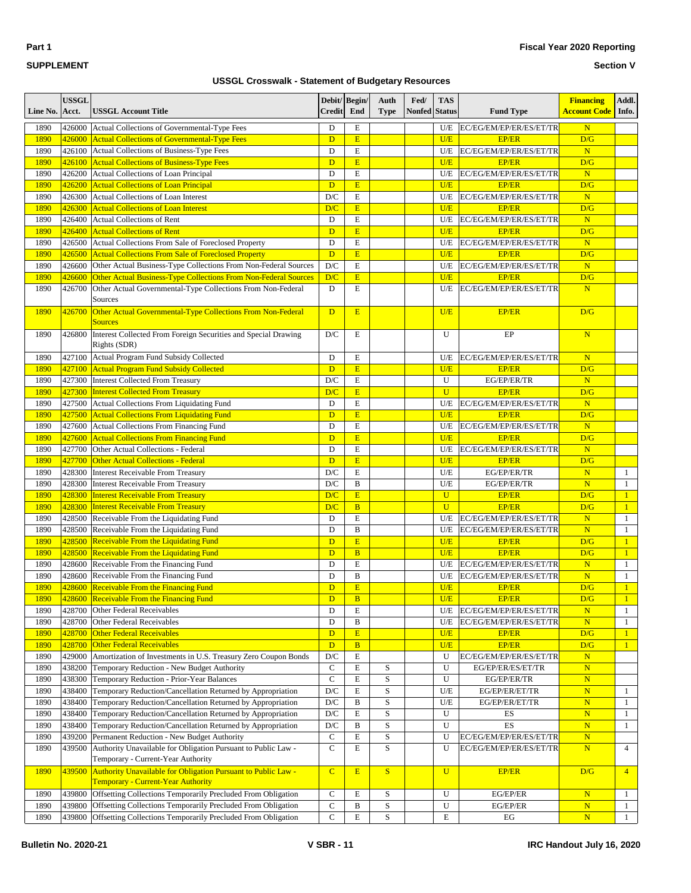# USSGL Crosswalk - Statement of Budgetary Resources

| Line No. | USSGL Acct. | USSGL Account Title | Debit/ Credit | Begin/ End | Auth Type | Fed/ Nonfed | TAS Status | Fund Type | Financing Account Code | Addl. Info. |
|---|---|---|---|---|---|---|---|---|---|---|
| 1890 | 426000 | Actual Collections of Governmental-Type Fees | D | E | | | U/E | EC/EG/EM/EP/ER/ES/ET/TR | N | |
| 1890 | 426000 | Actual Collections of Governmental-Type Fees | D | E | | | U/E | EP/ER | D/G | |
| 1890 | 426100 | Actual Collections of Business-Type Fees | D | E | | | U/E | EC/EG/EM/EP/ER/ES/ET/TR | N | |
| 1890 | 426100 | Actual Collections of Business-Type Fees | D | E | | | U/E | EP/ER | D/G | |
| 1890 | 426200 | Actual Collections of Loan Principal | D | E | | | U/E | EC/EG/EM/EP/ER/ES/ET/TR | N | |
| 1890 | 426200 | Actual Collections of Loan Principal | D | E | | | U/E | EP/ER | D/G | |
| 1890 | 426300 | Actual Collections of Loan Interest | D/C | E | | | U/E | EC/EG/EM/EP/ER/ES/ET/TR | N | |
| 1890 | 426300 | Actual Collections of Loan Interest | D/C | E | | | U/E | EP/ER | D/G | |
| 1890 | 426400 | Actual Collections of Rent | D | E | | | U/E | EC/EG/EM/EP/ER/ES/ET/TR | N | |
| 1890 | 426400 | Actual Collections of Rent | D | E | | | U/E | EP/ER | D/G | |
| 1890 | 426500 | Actual Collections From Sale of Foreclosed Property | D | E | | | U/E | EC/EG/EM/EP/ER/ES/ET/TR | N | |
| 1890 | 426500 | Actual Collections From Sale of Foreclosed Property | D | E | | | U/E | EP/ER | D/G | |
| 1890 | 426600 | Other Actual Business-Type Collections From Non-Federal Sources | D/C | E | | | U/E | EC/EG/EM/EP/ER/ES/ET/TR | N | |
| 1890 | 426600 | Other Actual Business-Type Collections From Non-Federal Sources | D/C | E | | | U/E | EP/ER | D/G | |
| 1890 | 426700 | Other Actual Governmental-Type Collections From Non-Federal Sources | D | E | | | U/E | EC/EG/EM/EP/ER/ES/ET/TR | N | |
| 1890 | 426700 | Other Actual Governmental-Type Collections From Non-Federal Sources | D | E | | | U/E | EP/ER | D/G | |
| 1890 | 426800 | Interest Collected From Foreign Securities and Special Drawing Rights (SDR) | D/C | E | | | U | EP | N | |
| 1890 | 427100 | Actual Program Fund Subsidy Collected | D | E | | | U/E | EC/EG/EM/EP/ER/ES/ET/TR | N | |
| 1890 | 427100 | Actual Program Fund Subsidy Collected | D | E | | | U/E | EP/ER | D/G | |
| 1890 | 427300 | Interest Collected From Treasury | D/C | E | | | U | EG/EP/ER/TR | N | |
| 1890 | 427300 | Interest Collected From Treasury | D/C | E | | | U | EP/ER | D/G | |
| 1890 | 427500 | Actual Collections From Liquidating Fund | D | E | | | U/E | EC/EG/EM/EP/ER/ES/ET/TR | N | |
| 1890 | 427500 | Actual Collections From Liquidating Fund | D | E | | | U/E | EP/ER | D/G | |
| 1890 | 427600 | Actual Collections From Financing Fund | D | E | | | U/E | EC/EG/EM/EP/ER/ES/ET/TR | N | |
| 1890 | 427600 | Actual Collections From Financing Fund | D | E | | | U/E | EP/ER | D/G | |
| 1890 | 427700 | Other Actual Collections - Federal | D | E | | | U/E | EC/EG/EM/EP/ER/ES/ET/TR | N | |
| 1890 | 427700 | Other Actual Collections - Federal | D | E | | | U/E | EP/ER | D/G | |
| 1890 | 428300 | Interest Receivable From Treasury | D/C | E | | | U/E | EG/EP/ER/TR | N | 1 |
| 1890 | 428300 | Interest Receivable From Treasury | D/C | B | | | U/E | EG/EP/ER/TR | N | 1 |
| 1890 | 428300 | Interest Receivable From Treasury | D/C | E | | | U | EP/ER | D/G | 1 |
| 1890 | 428300 | Interest Receivable From Treasury | D/C | B | | | U | EP/ER | D/G | 1 |
| 1890 | 428500 | Receivable From the Liquidating Fund | D | E | | | U/E | EC/EG/EM/EP/ER/ES/ET/TR | N | 1 |
| 1890 | 428500 | Receivable From the Liquidating Fund | D | B | | | U/E | EC/EG/EM/EP/ER/ES/ET/TR | N | 1 |
| 1890 | 428500 | Receivable From the Liquidating Fund | D | E | | | U/E | EP/ER | D/G | 1 |
| 1890 | 428500 | Receivable From the Liquidating Fund | D | B | | | U/E | EP/ER | D/G | 1 |
| 1890 | 428600 | Receivable From the Financing Fund | D | E | | | U/E | EC/EG/EM/EP/ER/ES/ET/TR | N | 1 |
| 1890 | 428600 | Receivable From the Financing Fund | D | B | | | U/E | EC/EG/EM/EP/ER/ES/ET/TR | N | 1 |
| 1890 | 428600 | Receivable From the Financing Fund | D | E | | | U/E | EP/ER | D/G | 1 |
| 1890 | 428600 | Receivable From the Financing Fund | D | B | | | U/E | EP/ER | D/G | 1 |
| 1890 | 428700 | Other Federal Receivables | D | E | | | U/E | EC/EG/EM/EP/ER/ES/ET/TR | N | 1 |
| 1890 | 428700 | Other Federal Receivables | D | B | | | U/E | EC/EG/EM/EP/ER/ES/ET/TR | N | 1 |
| 1890 | 428700 | Other Federal Receivables | D | E | | | U/E | EP/ER | D/G | 1 |
| 1890 | 428700 | Other Federal Receivables | D | B | | | U/E | EP/ER | D/G | 1 |
| 1890 | 429000 | Amortization of Investments in U.S. Treasury Zero Coupon Bonds | D/C | E | | | U | EC/EG/EM/EP/ER/ES/ET/TR | N | |
| 1890 | 438200 | Temporary Reduction - New Budget Authority | C | E | S | | U | EG/EP/ER/ES/ET/TR | N | |
| 1890 | 438300 | Temporary Reduction - Prior-Year Balances | C | E | S | | U | EG/EP/ER/TR | N | |
| 1890 | 438400 | Temporary Reduction/Cancellation Returned by Appropriation | D/C | E | S | | U/E | EG/EP/ER/ET/TR | N | 1 |
| 1890 | 438400 | Temporary Reduction/Cancellation Returned by Appropriation | D/C | B | S | | U/E | EG/EP/ER/ET/TR | N | 1 |
| 1890 | 438400 | Temporary Reduction/Cancellation Returned by Appropriation | D/C | E | S | | U | ES | N | 1 |
| 1890 | 438400 | Temporary Reduction/Cancellation Returned by Appropriation | D/C | B | S | | U | ES | N | 1 |
| 1890 | 439200 | Permanent Reduction - New Budget Authority | C | E | S | | U | EC/EG/EM/EP/ER/ES/ET/TR | N | |
| 1890 | 439500 | Authority Unavailable for Obligation Pursuant to Public Law - Temporary - Current-Year Authority | C | E | S | | U | EC/EG/EM/EP/ER/ES/ET/TR | N | 4 |
| 1890 | 439500 | Authority Unavailable for Obligation Pursuant to Public Law - Temporary - Current-Year Authority | C | E | S | | U | EP/ER | D/G | 4 |
| 1890 | 439800 | Offsetting Collections Temporarily Precluded From Obligation | C | E | S | | U | EG/EP/ER | N | 1 |
| 1890 | 439800 | Offsetting Collections Temporarily Precluded From Obligation | C | B | S | | U | EG/EP/ER | N | 1 |
| 1890 | 439800 | Offsetting Collections Temporarily Precluded From Obligation | C | E | S | | E | EG | N | 1 |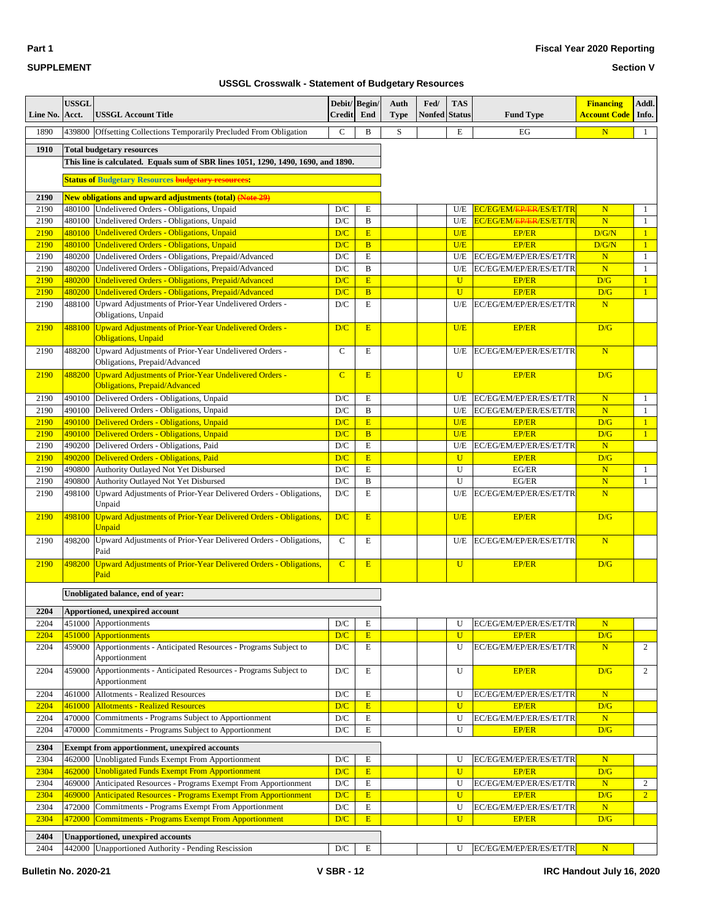# USSGL Crosswalk - Statement of Budgetary Resources

| Line No. | USSGL Acct. | USSGL Account Title | Debit/ Credit | Begin/ End | Auth Type | Fed/ Nonfed | TAS Status | Fund Type | Financing Account Code | Addl. Info. |
|---|---|---|---|---|---|---|---|---|---|---|
| 1890 | 439800 | Offsetting Collections Temporarily Precluded From Obligation | C | B | S | | E | EG | N | 1 |
| **1910** | | **Total budgetary resources** | | | | | | | | |
| | | **This line is calculated. Equals sum of SBR lines 1051, 1290, 1490, 1690, and 1890.** | | | | | | | | |
| | | **Status of Budgetary Resources ~~budgetary resources~~:** | | | | | | | | |
| **2190** | | **New obligations and upward adjustments (total) ~~(Note 29)~~** | | | | | | | | |
| 2190 | 480100 | Undelivered Orders - Obligations, Unpaid | D/C | E | | | U/E | EC/EG/EM/~~EP/ER~~/ES/ET/TR | N | 1 |
| 2190 | 480100 | Undelivered Orders - Obligations, Unpaid | D/C | B | | | U/E | EC/EG/EM/~~EP/ER~~/ES/ET/TR | N | 1 |
| 2190 | 480100 | Undelivered Orders - Obligations, Unpaid | D/C | E | | | U/E | EP/ER | D/G/N | 1 |
| 2190 | 480100 | Undelivered Orders - Obligations, Unpaid | D/C | B | | | U/E | EP/ER | D/G/N | 1 |
| 2190 | 480200 | Undelivered Orders - Obligations, Prepaid/Advanced | D/C | E | | | U/E | EC/EG/EM/EP/ER/ES/ET/TR | N | 1 |
| 2190 | 480200 | Undelivered Orders - Obligations, Prepaid/Advanced | D/C | B | | | U/E | EC/EG/EM/EP/ER/ES/ET/TR | N | 1 |
| 2190 | 480200 | Undelivered Orders - Obligations, Prepaid/Advanced | D/C | E | | | U | EP/ER | D/G | 1 |
| 2190 | 480200 | Undelivered Orders - Obligations, Prepaid/Advanced | D/C | B | | | U | EP/ER | D/G | 1 |
| 2190 | 488100 | Upward Adjustments of Prior-Year Undelivered Orders - Obligations, Unpaid | D/C | E | | | U/E | EC/EG/EM/EP/ER/ES/ET/TR | N | |
| 2190 | 488100 | Upward Adjustments of Prior-Year Undelivered Orders - Obligations, Unpaid | D/C | E | | | U/E | EP/ER | D/G | |
| 2190 | 488200 | Upward Adjustments of Prior-Year Undelivered Orders - Obligations, Prepaid/Advanced | C | E | | | U/E | EC/EG/EM/EP/ER/ES/ET/TR | N | |
| 2190 | 488200 | Upward Adjustments of Prior-Year Undelivered Orders - Obligations, Prepaid/Advanced | C | E | | | U | EP/ER | D/G | |
| 2190 | 490100 | Delivered Orders - Obligations, Unpaid | D/C | E | | | U/E | EC/EG/EM/EP/ER/ES/ET/TR | N | 1 |
| 2190 | 490100 | Delivered Orders - Obligations, Unpaid | D/C | B | | | U/E | EC/EG/EM/EP/ER/ES/ET/TR | N | 1 |
| 2190 | 490100 | Delivered Orders - Obligations, Unpaid | D/C | E | | | U/E | EP/ER | D/G | 1 |
| 2190 | 490100 | Delivered Orders - Obligations, Unpaid | D/C | B | | | U/E | EP/ER | D/G | 1 |
| 2190 | 490200 | Delivered Orders - Obligations, Paid | D/C | E | | | U/E | EC/EG/EM/EP/ER/ES/ET/TR | N | |
| 2190 | 490200 | Delivered Orders - Obligations, Paid | D/C | E | | | U | EP/ER | D/G | |
| 2190 | 490800 | Authority Outlayed Not Yet Disbursed | D/C | E | | | U | EG/ER | N | 1 |
| 2190 | 490800 | Authority Outlayed Not Yet Disbursed | D/C | B | | | U | EG/ER | N | 1 |
| 2190 | 498100 | Upward Adjustments of Prior-Year Delivered Orders - Obligations, Unpaid | D/C | E | | | U/E | EC/EG/EM/EP/ER/ES/ET/TR | N | |
| 2190 | 498100 | Upward Adjustments of Prior-Year Delivered Orders - Obligations, Unpaid | D/C | E | | | U/E | EP/ER | D/G | |
| 2190 | 498200 | Upward Adjustments of Prior-Year Delivered Orders - Obligations, Paid | C | E | | | U/E | EC/EG/EM/EP/ER/ES/ET/TR | N | |
| 2190 | 498200 | Upward Adjustments of Prior-Year Delivered Orders - Obligations, Paid | C | E | | | U | EP/ER | D/G | |
| | | **Unobligated balance, end of year:** | | | | | | | | |
| **2204** | | **Apportioned, unexpired account** | | | | | | | | |
| 2204 | 451000 | Apportionments | D/C | E | | | U | EC/EG/EM/EP/ER/ES/ET/TR | N | |
| 2204 | 451000 | Apportionments | D/C | E | | | U | EP/ER | D/G | |
| 2204 | 459000 | Apportionments - Anticipated Resources - Programs Subject to Apportionment | D/C | E | | | U | EC/EG/EM/EP/ER/ES/ET/TR | N | 2 |
| 2204 | 459000 | Apportionments - Anticipated Resources - Programs Subject to Apportionment | D/C | E | | | U | EP/ER | D/G | 2 |
| 2204 | 461000 | Allotments - Realized Resources | D/C | E | | | U | EC/EG/EM/EP/ER/ES/ET/TR | N | |
| 2204 | 461000 | Allotments - Realized Resources | D/C | E | | | U | EP/ER | D/G | |
| 2204 | 470000 | Commitments - Programs Subject to Apportionment | D/C | E | | | U | EC/EG/EM/EP/ER/ES/ET/TR | N | |
| 2204 | 470000 | Commitments - Programs Subject to Apportionment | D/C | E | | | U | EP/ER | D/G | |
| **2304** | | **Exempt from apportionment, unexpired accounts** | | | | | | | | |
| 2304 | 462000 | Unobligated Funds Exempt From Apportionment | D/C | E | | | U | EC/EG/EM/EP/ER/ES/ET/TR | N | |
| 2304 | 462000 | Unobligated Funds Exempt From Apportionment | D/C | E | | | U | EP/ER | D/G | |
| 2304 | 469000 | Anticipated Resources - Programs Exempt From Apportionment | D/C | E | | | U | EC/EG/EM/EP/ER/ES/ET/TR | N | 2 |
| 2304 | 469000 | Anticipated Resources - Programs Exempt From Apportionment | D/C | E | | | U | EP/ER | D/G | 2 |
| 2304 | 472000 | Commitments - Programs Exempt From Apportionment | D/C | E | | | U | EC/EG/EM/EP/ER/ES/ET/TR | N | |
| 2304 | 472000 | Commitments - Programs Exempt From Apportionment | D/C | E | | | U | EP/ER | D/G | |
| **2404** | | **Unapportioned, unexpired accounts** | | | | | | | | |
| 2404 | 442000 | Unapportioned Authority - Pending Rescission | D/C | E | | | U | EC/EG/EM/EP/ER/ES/ET/TR | N | |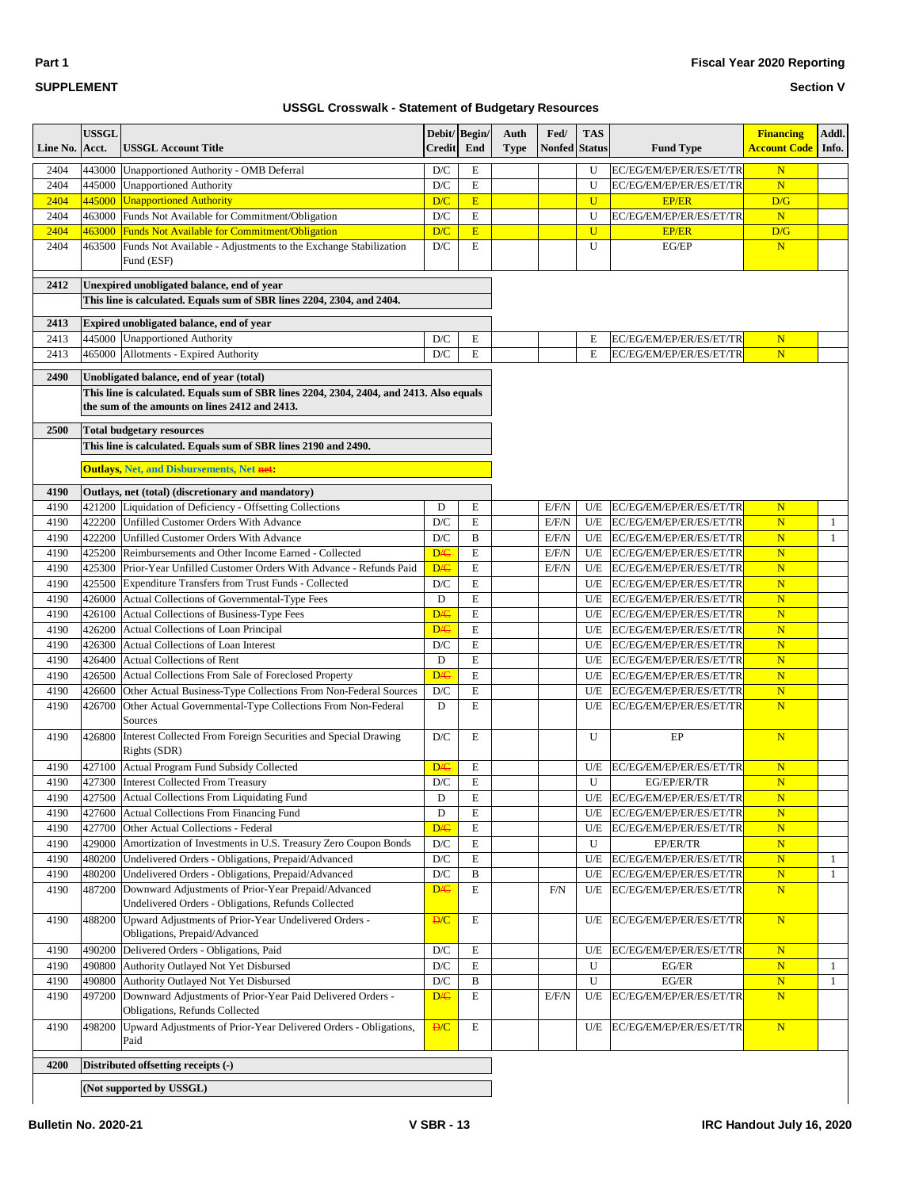**USSGL Crosswalk - Statement of Budgetary Resources**

| Line No. | USSGL Acct. | USSGL Account Title | Debit/ Credit | Begin/ End | Auth Type | Fed/ Nonfed | TAS Status | Fund Type | Financing Account Code | Addl. Info. |
|---|---|---|---|---|---|---|---|---|---|---|
| 2404 | 443000 | Unapportioned Authority - OMB Deferral | D/C | E | | | U | EC/EG/EM/EP/ER/ES/ET/TR | N | |
| 2404 | 445000 | Unapportioned Authority | D/C | E | | | U | EC/EG/EM/EP/ER/ES/ET/TR | N | |
| 2404 | 445000 | Unapportioned Authority | D/C | E | | | U | EP/ER | D/G | |
| 2404 | 463000 | Funds Not Available for Commitment/Obligation | D/C | E | | | U | EC/EG/EM/EP/ER/ES/ET/TR | N | |
| 2404 | 463000 | Funds Not Available for Commitment/Obligation | D/C | E | | | U | EP/ER | D/G | |
| 2404 | 463500 | Funds Not Available - Adjustments to the Exchange Stabilization Fund (ESF) | D/C | E | | | U | EG/EP | N | |
| **2412** | | **Unexpired unobligated balance, end of year** | | | | | | | | |
| | | **This line is calculated. Equals sum of SBR lines 2204, 2304, and 2404.** | | | | | | | | |
| **2413** | | **Expired unobligated balance, end of year** | | | | | | | | |
| 2413 | 445000 | Unapportioned Authority | D/C | E | | | E | EC/EG/EM/EP/ER/ES/ET/TR | N | |
| 2413 | 465000 | Allotments - Expired Authority | D/C | E | | | E | EC/EG/EM/EP/ER/ES/ET/TR | N | |
| **2490** | | **Unobligated balance, end of year (total)** | | | | | | | | |
| | | **This line is calculated. Equals sum of SBR lines 2204, 2304, 2404, and 2413. Also equals the sum of the amounts on lines 2412 and 2413.** | | | | | | | | |
| **2500** | | **Total budgetary resources** | | | | | | | | |
| | | **This line is calculated. Equals sum of SBR lines 2190 and 2490.** | | | | | | | | |
| | | **Outlays, Net, and Disbursements, Net ~~net~~:** | | | | | | | | |
| **4190** | | **Outlays, net (total) (discretionary and mandatory)** | | | | | | | | |
| 4190 | 421200 | Liquidation of Deficiency - Offsetting Collections | D | E | | E/F/N | U/E | EC/EG/EM/EP/ER/ES/ET/TR | N | |
| 4190 | 422200 | Unfilled Customer Orders With Advance | D/C | E | | E/F/N | U/E | EC/EG/EM/EP/ER/ES/ET/TR | N | 1 |
| 4190 | 422200 | Unfilled Customer Orders With Advance | D/C | B | | E/F/N | U/E | EC/EG/EM/EP/ER/ES/ET/TR | N | 1 |
| 4190 | 425200 | Reimbursements and Other Income Earned - Collected | D~~/C~~ | E | | E/F/N | U/E | EC/EG/EM/EP/ER/ES/ET/TR | N | |
| 4190 | 425300 | Prior-Year Unfilled Customer Orders With Advance - Refunds Paid | D~~/C~~ | E | | E/F/N | U/E | EC/EG/EM/EP/ER/ES/ET/TR | N | |
| 4190 | 425500 | Expenditure Transfers from Trust Funds - Collected | D/C | E | | | U/E | EC/EG/EM/EP/ER/ES/ET/TR | N | |
| 4190 | 426000 | Actual Collections of Governmental-Type Fees | D | E | | | U/E | EC/EG/EM/EP/ER/ES/ET/TR | N | |
| 4190 | 426100 | Actual Collections of Business-Type Fees | D~~/C~~ | E | | | U/E | EC/EG/EM/EP/ER/ES/ET/TR | N | |
| 4190 | 426200 | Actual Collections of Loan Principal | D~~/C~~ | E | | | U/E | EC/EG/EM/EP/ER/ES/ET/TR | N | |
| 4190 | 426300 | Actual Collections of Loan Interest | D/C | E | | | U/E | EC/EG/EM/EP/ER/ES/ET/TR | N | |
| 4190 | 426400 | Actual Collections of Rent | D | E | | | U/E | EC/EG/EM/EP/ER/ES/ET/TR | N | |
| 4190 | 426500 | Actual Collections From Sale of Foreclosed Property | D~~/C~~ | E | | | U/E | EC/EG/EM/EP/ER/ES/ET/TR | N | |
| 4190 | 426600 | Other Actual Business-Type Collections From Non-Federal Sources | D/C | E | | | U/E | EC/EG/EM/EP/ER/ES/ET/TR | N | |
| 4190 | 426700 | Other Actual Governmental-Type Collections From Non-Federal Sources | D | E | | | U/E | EC/EG/EM/EP/ER/ES/ET/TR | N | |
| 4190 | 426800 | Interest Collected From Foreign Securities and Special Drawing Rights (SDR) | D/C | E | | | U | EP | N | |
| 4190 | 427100 | Actual Program Fund Subsidy Collected | D~~/C~~ | E | | | U/E | EC/EG/EM/EP/ER/ES/ET/TR | N | |
| 4190 | 427300 | Interest Collected From Treasury | D/C | E | | | U | EG/EP/ER/TR | N | |
| 4190 | 427500 | Actual Collections From Liquidating Fund | D | E | | | U/E | EC/EG/EM/EP/ER/ES/ET/TR | N | |
| 4190 | 427600 | Actual Collections From Financing Fund | D | E | | | U/E | EC/EG/EM/EP/ER/ES/ET/TR | N | |
| 4190 | 427700 | Other Actual Collections - Federal | D~~/C~~ | E | | | U/E | EC/EG/EM/EP/ER/ES/ET/TR | N | |
| 4190 | 429000 | Amortization of Investments in U.S. Treasury Zero Coupon Bonds | D/C | E | | | U | EP/ER/TR | N | |
| 4190 | 480200 | Undelivered Orders - Obligations, Prepaid/Advanced | D/C | E | | | U/E | EC/EG/EM/EP/ER/ES/ET/TR | N | 1 |
| 4190 | 480200 | Undelivered Orders - Obligations, Prepaid/Advanced | D/C | B | | | U/E | EC/EG/EM/EP/ER/ES/ET/TR | N | 1 |
| 4190 | 487200 | Downward Adjustments of Prior-Year Prepaid/Advanced Undelivered Orders - Obligations, Refunds Collected | D~~/C~~ | E | | F/N | U/E | EC/EG/EM/EP/ER/ES/ET/TR | N | |
| 4190 | 488200 | Upward Adjustments of Prior-Year Undelivered Orders - Obligations, Prepaid/Advanced | ~~D/~~C | E | | | U/E | EC/EG/EM/EP/ER/ES/ET/TR | N | |
| 4190 | 490200 | Delivered Orders - Obligations, Paid | D/C | E | | | U/E | EC/EG/EM/EP/ER/ES/ET/TR | N | |
| 4190 | 490800 | Authority Outlayed Not Yet Disbursed | D/C | E | | | U | EG/ER | N | 1 |
| 4190 | 490800 | Authority Outlayed Not Yet Disbursed | D/C | B | | | U | EG/ER | N | 1 |
| 4190 | 497200 | Downward Adjustments of Prior-Year Paid Delivered Orders - Obligations, Refunds Collected | D~~/C~~ | E | | E/F/N | U/E | EC/EG/EM/EP/ER/ES/ET/TR | N | |
| 4190 | 498200 | Upward Adjustments of Prior-Year Delivered Orders - Obligations, Paid | ~~D/~~C | E | | | U/E | EC/EG/EM/EP/ER/ES/ET/TR | N | |
| **4200** | | **Distributed offsetting receipts (-)** | | | | | | | | |
| | | **(Not supported by USSGL)** | | | | | | | | |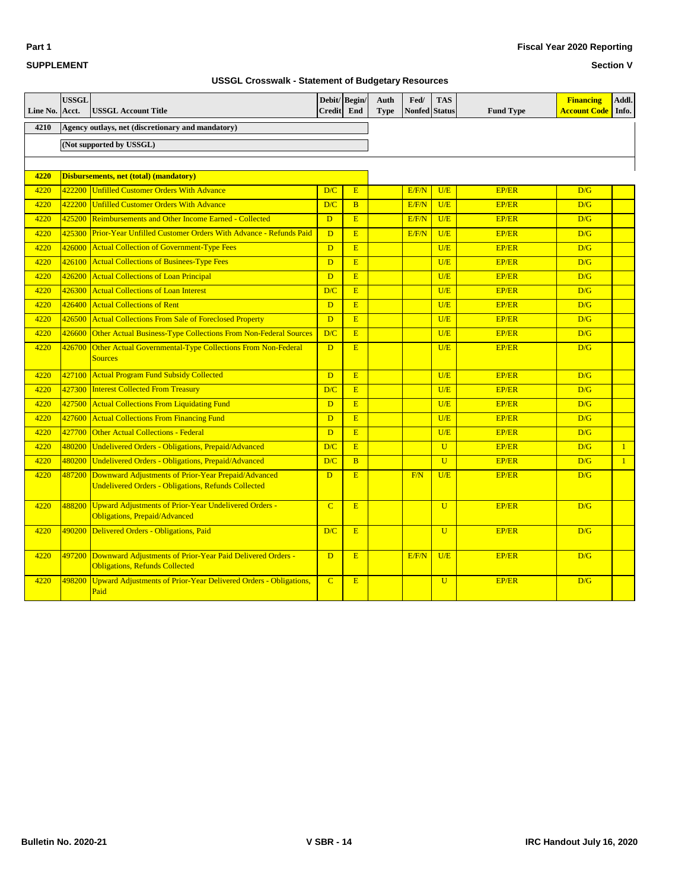## USSGL Crosswalk - Statement of Budgetary Resources

| Line No. | USSGL Acct. | USSGL Account Title | Debit/ Credit | Begin/ End | Auth Type | Fed/ Nonfed | TAS Status | Fund Type | Financing Account Code | Addl. Info. |
|---|---|---|---|---|---|---|---|---|---|---|
| **4210** | **Agency outlays, net (discretionary and mandatory)** | | | | | | | | | |
| | **(Not supported by USSGL)** | | | | | | | | | |
| **4220** | **Disbursements, net (total) (mandatory)** | | | | | | | | | |
| 4220 | 422200 | Unfilled Customer Orders With Advance | D/C | E | | E/F/N | U/E | EP/ER | D/G | |
| 4220 | 422200 | Unfilled Customer Orders With Advance | D/C | B | | E/F/N | U/E | EP/ER | D/G | |
| 4220 | 425200 | Reimbursements and Other Income Earned - Collected | D | E | | E/F/N | U/E | EP/ER | D/G | |
| 4220 | 425300 | Prior-Year Unfilled Customer Orders With Advance - Refunds Paid | D | E | | E/F/N | U/E | EP/ER | D/G | |
| 4220 | 426000 | Actual Collection of Government-Type Fees | D | E | | | U/E | EP/ER | D/G | |
| 4220 | 426100 | Actual Collections of Businees-Type Fees | D | E | | | U/E | EP/ER | D/G | |
| 4220 | 426200 | Actual Collections of Loan Principal | D | E | | | U/E | EP/ER | D/G | |
| 4220 | 426300 | Actual Collections of Loan Interest | D/C | E | | | U/E | EP/ER | D/G | |
| 4220 | 426400 | Actual Collections of Rent | D | E | | | U/E | EP/ER | D/G | |
| 4220 | 426500 | Actual Collections From Sale of Foreclosed Property | D | E | | | U/E | EP/ER | D/G | |
| 4220 | 426600 | Other Actual Business-Type Collections From Non-Federal Sources | D/C | E | | | U/E | EP/ER | D/G | |
| 4220 | 426700 | Other Actual Governmental-Type Collections From Non-Federal Sources | D | E | | | U/E | EP/ER | D/G | |
| 4220 | 427100 | Actual Program Fund Subsidy Collected | D | E | | | U/E | EP/ER | D/G | |
| 4220 | 427300 | Interest Collected From Treasury | D/C | E | | | U/E | EP/ER | D/G | |
| 4220 | 427500 | Actual Collections From Liquidating Fund | D | E | | | U/E | EP/ER | D/G | |
| 4220 | 427600 | Actual Collections From Financing Fund | D | E | | | U/E | EP/ER | D/G | |
| 4220 | 427700 | Other Actual Collections - Federal | D | E | | | U/E | EP/ER | D/G | |
| 4220 | 480200 | Undelivered Orders - Obligations, Prepaid/Advanced | D/C | E | | | U | EP/ER | D/G | 1 |
| 4220 | 480200 | Undelivered Orders - Obligations, Prepaid/Advanced | D/C | B | | | U | EP/ER | D/G | 1 |
| 4220 | 487200 | Downward Adjustments of Prior-Year Prepaid/Advanced Undelivered Orders - Obligations, Refunds Collected | D | E | | F/N | U/E | EP/ER | D/G | |
| 4220 | 488200 | Upward Adjustments of Prior-Year Undelivered Orders - Obligations, Prepaid/Advanced | C | E | | | U | EP/ER | D/G | |
| 4220 | 490200 | Delivered Orders - Obligations, Paid | D/C | E | | | U | EP/ER | D/G | |
| 4220 | 497200 | Downward Adjustments of Prior-Year Paid Delivered Orders - Obligations, Refunds Collected | D | E | | E/F/N | U/E | EP/ER | D/G | |
| 4220 | 498200 | Upward Adjustments of Prior-Year Delivered Orders - Obligations, Paid | C | E | | | U | EP/ER | D/G | |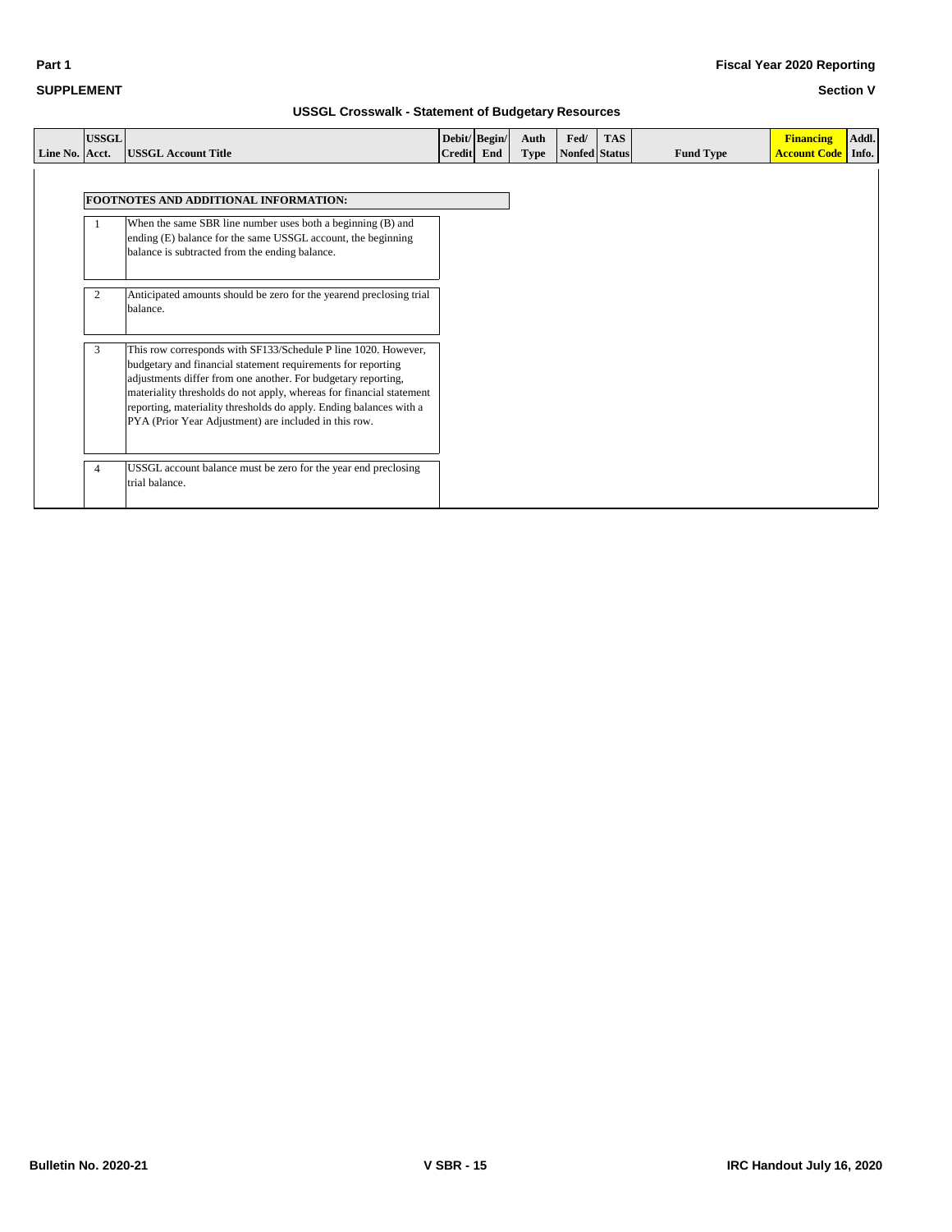## USSGL Crosswalk - Statement of Budgetary Resources

| Line No. | USSGL Acct. | USSGL Account Title | Debit/ Credit | Begin/ End | Auth Type | Fed/ Nonfed | TAS Status | Fund Type | Financing Account Code | Addl. Info. |
|---|---|---|---|---|---|---|---|---|---|---|

**FOOTNOTES AND ADDITIONAL INFORMATION:**

| | |
|---|---|
| 1 | When the same SBR line number uses both a beginning (B) and ending (E) balance for the same USSGL account, the beginning balance is subtracted from the ending balance. |
| 2 | Anticipated amounts should be zero for the yearend preclosing trial balance. |
| 3 | This row corresponds with SF133/Schedule P line 1020. However, budgetary and financial statement requirements for reporting adjustments differ from one another. For budgetary reporting, materiality thresholds do not apply, whereas for financial statement reporting, materiality thresholds do apply. Ending balances with a PYA (Prior Year Adjustment) are included in this row. |
| 4 | USSGL account balance must be zero for the year end preclosing trial balance. |